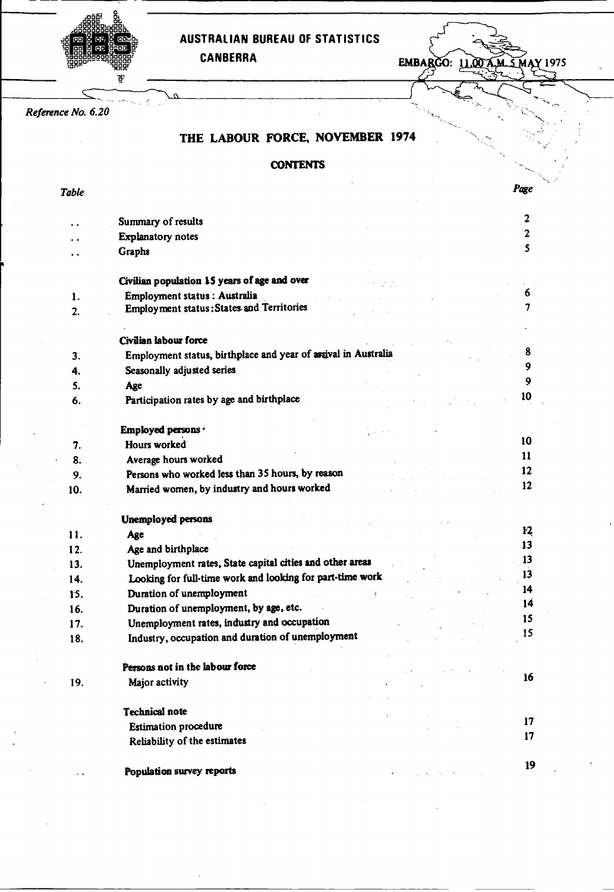AUSTRALIAN BUREAU OF STATISTICS
CANBERRA

EMBARGO: 11.00 A.M. 5 MAY 1975

*Reference No. 6.20*

# THE LABOUR FORCE, NOVEMBER 1974

## CONTENTS

| *Table* | | *Page* |
|---|---|---|
| .. | Summary of results | 2 |
| .. | Explanatory notes | 2 |
| .. | Graphs | 5 |
| | **Civilian population 15 years of age and over** | |
| 1. | Employment status : Australia | 6 |
| 2. | Employment status : States and Territories | 7 |
| | **Civilian labour force** | |
| 3. | Employment status, birthplace and year of arrival in Australia | 8 |
| 4. | Seasonally adjusted series | 9 |
| 5. | Age | 9 |
| 6. | Participation rates by age and birthplace | 10 |
| | **Employed persons** | |
| 7. | Hours worked | 10 |
| 8. | Average hours worked | 11 |
| 9. | Persons who worked less than 35 hours, by reason | 12 |
| 10. | Married women, by industry and hours worked | 12 |
| | **Unemployed persons** | |
| 11. | Age | 12 |
| 12. | Age and birthplace | 13 |
| 13. | Unemployment rates, State capital cities and other areas | 13 |
| 14. | Looking for full-time work and looking for part-time work | 13 |
| 15. | Duration of unemployment | 14 |
| 16. | Duration of unemployment, by age, etc. | 14 |
| 17. | Unemployment rates, industry and occupation | 15 |
| 18. | Industry, occupation and duration of unemployment | 15 |
| | **Persons not in the labour force** | |
| 19. | Major activity | 16 |
| | **Technical note** | |
| | Estimation procedure | 17 |
| | Reliability of the estimates | 17 |
| .. | **Population survey reports** | 19 |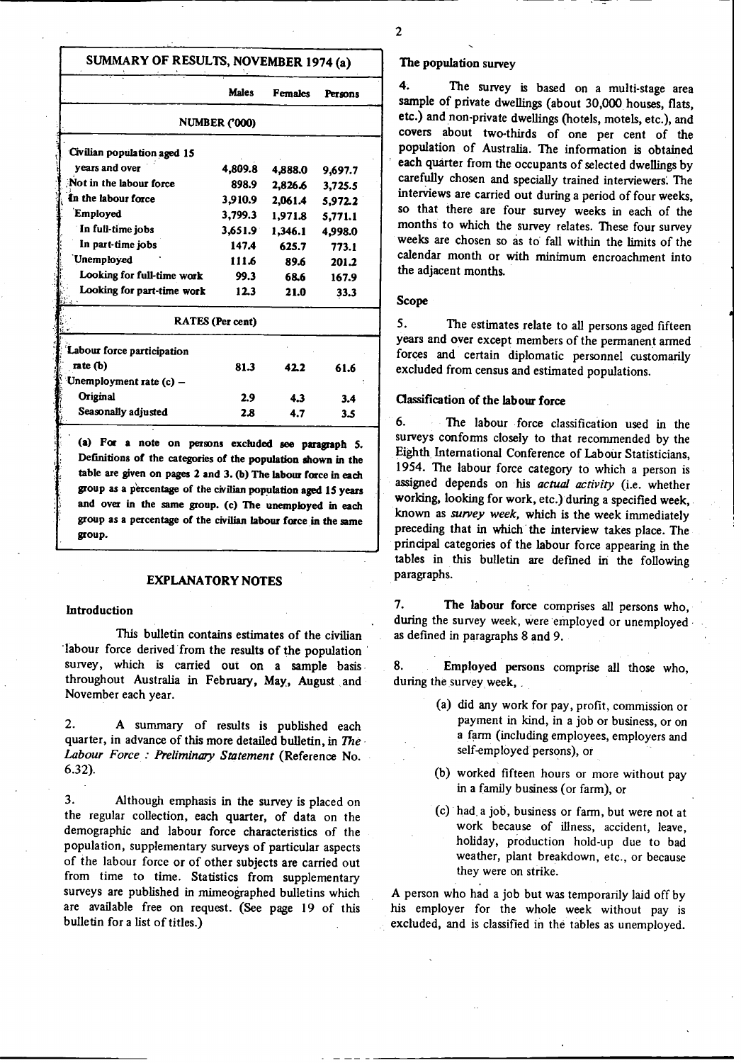## SUMMARY OF RESULTS, NOVEMBER 1974 (a)

| | Males | Females | Persons |
|---|---|---|---|
| **NUMBER ('000)** | | | |
| Civilian population aged 15 years and over | 4,809.8 | 4,888.0 | 9,697.7 |
| Not in the labour force | 898.9 | 2,826.6 | 3,725.5 |
| In the labour force | 3,910.9 | 2,061.4 | 5,972.2 |
| Employed | 3,799.3 | 1,971.8 | 5,771.1 |
| In full-time jobs | 3,651.9 | 1,346.1 | 4,998.0 |
| In part-time jobs | 147.4 | 625.7 | 773.1 |
| Unemployed | 111.6 | 89.6 | 201.2 |
| Looking for full-time work | 99.3 | 68.6 | 167.9 |
| Looking for part-time work | 12.3 | 21.0 | 33.3 |
| **RATES (Per cent)** | | | |
| Labour force participation rate (b) | 81.3 | 42.2 | 61.6 |
| Unemployment rate (c) – | | | |
| Original | 2.9 | 4.3 | 3.4 |
| Seasonally adjusted | 2.8 | 4.7 | 3.5 |

(a) For a note on persons excluded see paragraph 5. Definitions of the categories of the population shown in the table are given on pages 2 and 3. (b) The labour force in each group as a percentage of the civilian population aged 15 years and over in the same group. (c) The unemployed in each group as a percentage of the civilian labour force in the same group.

## EXPLANATORY NOTES

### Introduction

This bulletin contains estimates of the civilian labour force derived from the results of the population survey, which is carried out on a sample basis throughout Australia in February, May, August and November each year.

2. A summary of results is published each quarter, in advance of this more detailed bulletin, in *The Labour Force : Preliminary Statement* (Reference No. 6.32).

3. Although emphasis in the survey is placed on the regular collection, each quarter, of data on the demographic and labour force characteristics of the population, supplementary surveys of particular aspects of the labour force or of other subjects are carried out from time to time. Statistics from supplementary surveys are published in mimeographed bulletins which are available free on request. (See page 19 of this bulletin for a list of titles.)

### The population survey

4. The survey is based on a multi-stage area sample of private dwellings (about 30,000 houses, flats, etc.) and non-private dwellings (hotels, motels, etc.), and covers about two-thirds of one per cent of the population of Australia. The information is obtained each quarter from the occupants of selected dwellings by carefully chosen and specially trained interviewers. The interviews are carried out during a period of four weeks, so that there are four survey weeks in each of the months to which the survey relates. These four survey weeks are chosen so as to fall within the limits of the calendar month or with minimum encroachment into the adjacent months.

### Scope

5. The estimates relate to all persons aged fifteen years and over except members of the permanent armed forces and certain diplomatic personnel customarily excluded from census and estimated populations.

### Classification of the labour force

6. The labour force classification used in the surveys conforms closely to that recommended by the Eighth International Conference of Labour Statisticians, 1954. The labour force category to which a person is assigned depends on his *actual activity* (i.e. whether working, looking for work, etc.) during a specified week, known as *survey week*, which is the week immediately preceding that in which the interview takes place. The principal categories of the labour force appearing in the tables in this bulletin are defined in the following paragraphs.

7. **The labour force** comprises all persons who, during the survey week, were employed or unemployed as defined in paragraphs 8 and 9.

8. **Employed persons** comprise all those who, during the survey week,

(a) did any work for pay, profit, commission or payment in kind, in a job or business, or on a farm (including employees, employers and self-employed persons), or

(b) worked fifteen hours or more without pay in a family business (or farm), or

(c) had a job, business or farm, but were not at work because of illness, accident, leave, holiday, production hold-up due to bad weather, plant breakdown, etc., or because they were on strike.

A person who had a job but was temporarily laid off by his employer for the whole week without pay is excluded, and is classified in the tables as unemployed.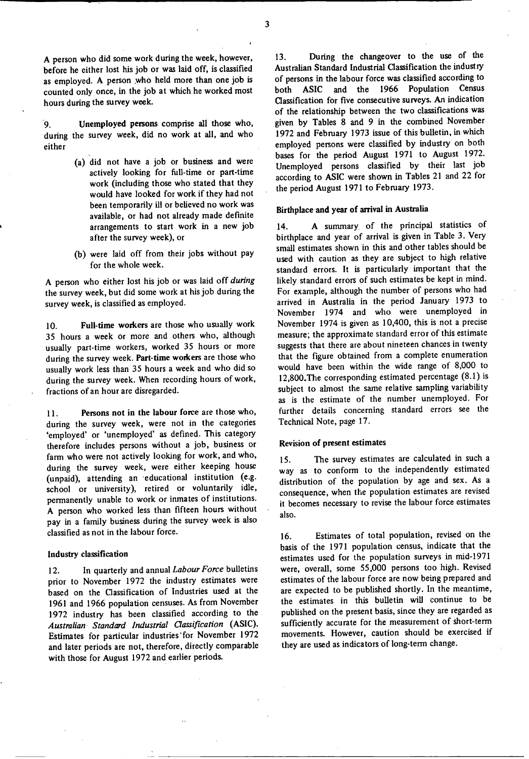A person who did some work during the week, however, before he either lost his job or was laid off, is classified as employed. A person who held more than one job is counted only once, in the job at which he worked most hours during the survey week.

9. **Unemployed persons** comprise all those who, during the survey week, did no work at all, and who either

(a) did not have a job or business and were actively looking for full-time or part-time work (including those who stated that they would have looked for work if they had not been temporarily ill or believed no work was available, or had not already made definite arrangements to start work in a new job after the survey week), or

(b) were laid off from their jobs without pay for the whole week.

A person who either lost his job or was laid off *during* the survey week, but did some work at his job during the survey week, is classified as employed.

10. **Full-time workers** are those who usually work 35 hours a week or more and others who, although usually part-time workers, worked 35 hours or more during the survey week. **Part-time workers** are those who usually work less than 35 hours a week and who did so during the survey week. When recording hours of work, fractions of an hour are disregarded.

11. **Persons not in the labour force** are those who, during the survey week, were not in the categories 'employed' or 'unemployed' as defined. This category therefore includes persons without a job, business or farm who were not actively looking for work, and who, during the survey week, were either keeping house (unpaid), attending an educational institution (e.g. school or university), retired or voluntarily idle, permanently unable to work or inmates of institutions. A person who worked less than fifteen hours without pay in a family business during the survey week is also classified as not in the labour force.

### Industry classification

12. In quarterly and annual *Labour Force* bulletins prior to November 1972 the industry estimates were based on the Classification of Industries used at the 1961 and 1966 population censuses. As from November 1972 industry has been classified according to the *Australian Standard Industrial Classification* (ASIC). Estimates for particular industries for November 1972 and later periods are not, therefore, directly comparable with those for August 1972 and earlier periods.

13. During the changeover to the use of the Australian Standard Industrial Classification the industry of persons in the labour force was classified according to both ASIC and the 1966 Population Census Classification for five consecutive surveys. An indication of the relationship between the two classifications was given by Tables 8 and 9 in the combined November 1972 and February 1973 issue of this bulletin, in which employed persons were classified by industry on both bases for the period August 1971 to August 1972. Unemployed persons classified by their last job according to ASIC were shown in Tables 21 and 22 for the period August 1971 to February 1973.

### Birthplace and year of arrival in Australia

14. A summary of the principal statistics of birthplace and year of arrival is given in Table 3. Very small estimates shown in this and other tables should be used with caution as they are subject to high relative standard errors. It is particularly important that the likely standard errors of such estimates be kept in mind. For example, although the number of persons who had arrived in Australia in the period January 1973 to November 1974 and who were unemployed in November 1974 is given as 10,400, this is not a precise measure; the approximate standard error of this estimate suggests that there are about nineteen chances in twenty that the figure obtained from a complete enumeration would have been within the wide range of 8,000 to 12,800. The corresponding estimated percentage (8.1) is subject to almost the same relative sampling variability as is the estimate of the number unemployed. For further details concerning standard errors see the Technical Note, page 17.

### Revision of present estimates

15. The survey estimates are calculated in such a way as to conform to the independently estimated distribution of the population by age and sex. As a consequence, when the population estimates are revised it becomes necessary to revise the labour force estimates also.

16. Estimates of total population, revised on the basis of the 1971 population census, indicate that the estimates used for the population surveys in mid-1971 were, overall, some 55,000 persons too high. Revised estimates of the labour force are now being prepared and are expected to be published shortly. In the meantime, the estimates in this bulletin will continue to be published on the present basis, since they are regarded as sufficiently accurate for the measurement of short-term movements. However, caution should be exercised if they are used as indicators of long-term change.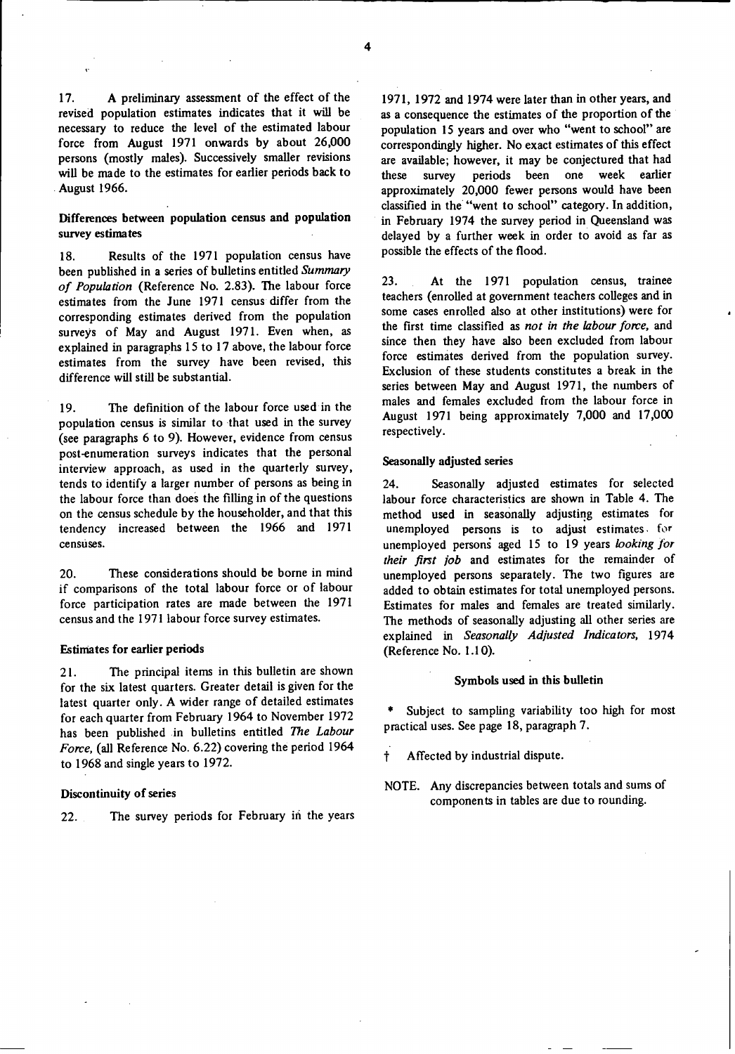17. A preliminary assessment of the effect of the revised population estimates indicates that it will be necessary to reduce the level of the estimated labour force from August 1971 onwards by about 26,000 persons (mostly males). Successively smaller revisions will be made to the estimates for earlier periods back to August 1966.

### Differences between population census and population survey estimates

18. Results of the 1971 population census have been published in a series of bulletins entitled *Summary of Population* (Reference No. 2.83). The labour force estimates from the June 1971 census differ from the corresponding estimates derived from the population surveys of May and August 1971. Even when, as explained in paragraphs 15 to 17 above, the labour force estimates from the survey have been revised, this difference will still be substantial.

19. The definition of the labour force used in the population census is similar to that used in the survey (see paragraphs 6 to 9). However, evidence from census post-enumeration surveys indicates that the personal interview approach, as used in the quarterly survey, tends to identify a larger number of persons as being in the labour force than does the filling in of the questions on the census schedule by the householder, and that this tendency increased between the 1966 and 1971 censuses.

20. These considerations should be borne in mind if comparisons of the total labour force or of labour force participation rates are made between the 1971 census and the 1971 labour force survey estimates.

### Estimates for earlier periods

21. The principal items in this bulletin are shown for the six latest quarters. Greater detail is given for the latest quarter only. A wider range of detailed estimates for each quarter from February 1964 to November 1972 has been published in bulletins entitled *The Labour Force,* (all Reference No. 6.22) covering the period 1964 to 1968 and single years to 1972.

### Discontinuity of series

22. The survey periods for February in the years 1971, 1972 and 1974 were later than in other years, and as a consequence the estimates of the proportion of the population 15 years and over who "went to school" are correspondingly higher. No exact estimates of this effect are available; however, it may be conjectured that had these survey periods been one week earlier approximately 20,000 fewer persons would have been classified in the "went to school" category. In addition, in February 1974 the survey period in Queensland was delayed by a further week in order to avoid as far as possible the effects of the flood.

23. At the 1971 population census, trainee teachers (enrolled at government teachers colleges and in some cases enrolled also at other institutions) were for the first time classified as *not in the labour force,* and since then they have also been excluded from labour force estimates derived from the population survey. Exclusion of these students constitutes a break in the series between May and August 1971, the numbers of males and females excluded from the labour force in August 1971 being approximately 7,000 and 17,000 respectively.

### Seasonally adjusted series

24. Seasonally adjusted estimates for selected labour force characteristics are shown in Table 4. The method used in seasonally adjusting estimates for unemployed persons is to adjust estimates for unemployed persons aged 15 to 19 years *looking for their first job* and estimates for the remainder of unemployed persons separately. The two figures are added to obtain estimates for total unemployed persons. Estimates for males and females are treated similarly. The methods of seasonally adjusting all other series are explained in *Seasonally Adjusted Indicators,* 1974 (Reference No. 1.10).

### Symbols used in this bulletin

\* Subject to sampling variability too high for most practical uses. See page 18, paragraph 7.

† Affected by industrial dispute.

NOTE. Any discrepancies between totals and sums of components in tables are due to rounding.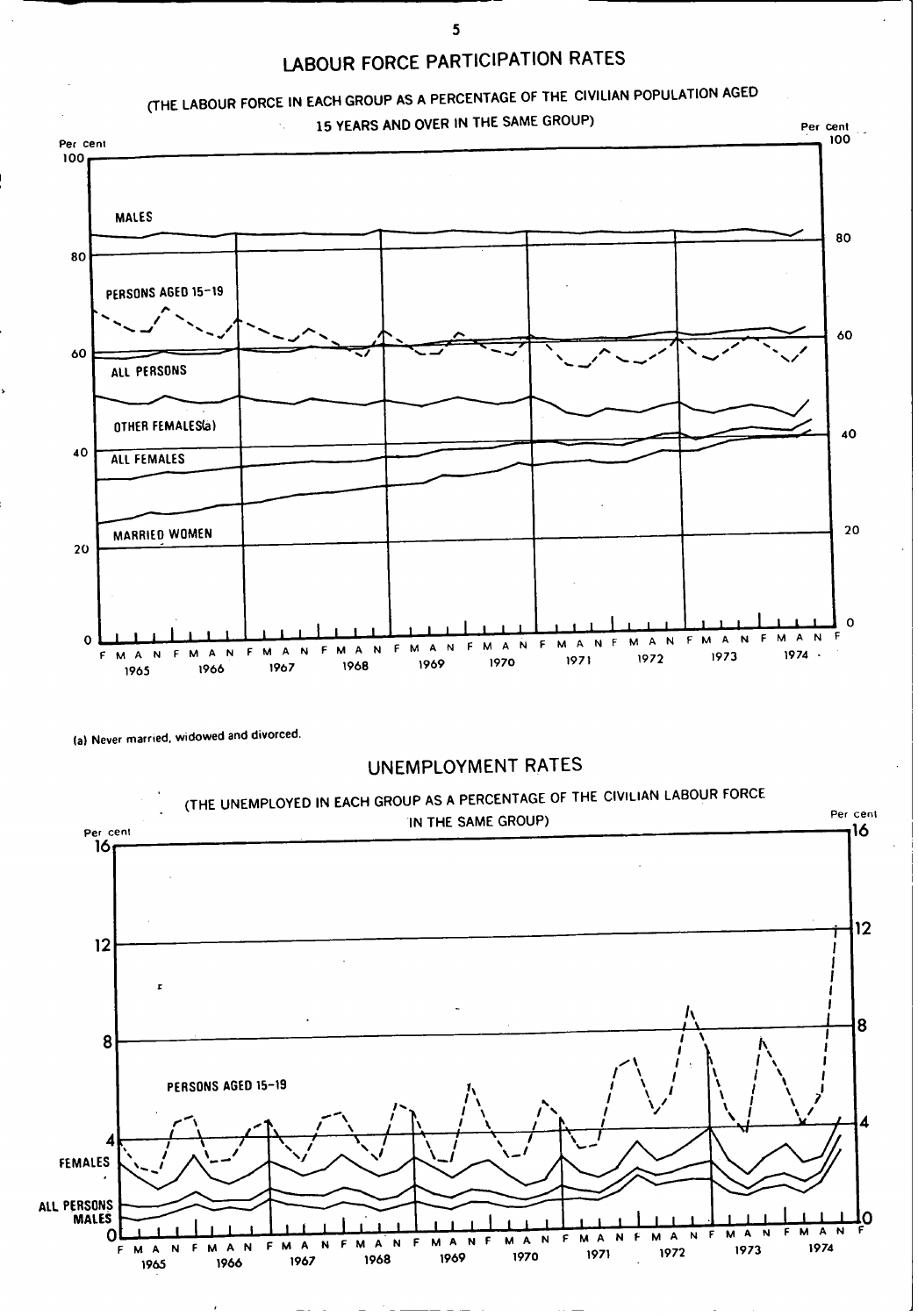## LABOUR FORCE PARTICIPATION RATES

(THE LABOUR FORCE IN EACH GROUP AS A PERCENTAGE OF THE CIVILIAN POPULATION AGED 15 YEARS AND OVER IN THE SAME GROUP)

Per cent

MALES

PERSONS AGED 15–19

ALL PERSONS

OTHER FEMALES(a)

ALL FEMALES

MARRIED WOMEN

F M A N F M A N F M A N F M A N F M A N F M A N F M A N F M A N F M A N F M A N F

1965 1966 1967 1968 1969 1970 1971 1972 1973 1974

(a) Never married, widowed and divorced.

## UNEMPLOYMENT RATES

(THE UNEMPLOYED IN EACH GROUP AS A PERCENTAGE OF THE CIVILIAN LABOUR FORCE IN THE SAME GROUP)

Per cent

PERSONS AGED 15–19

FEMALES

ALL PERSONS

MALES

F M A N F M A N F M A N F M A N F M A N F M A N F M A N F M A N F M A N F M A N F

1965 1966 1967 1968 1969 1970 1971 1972 1973 1974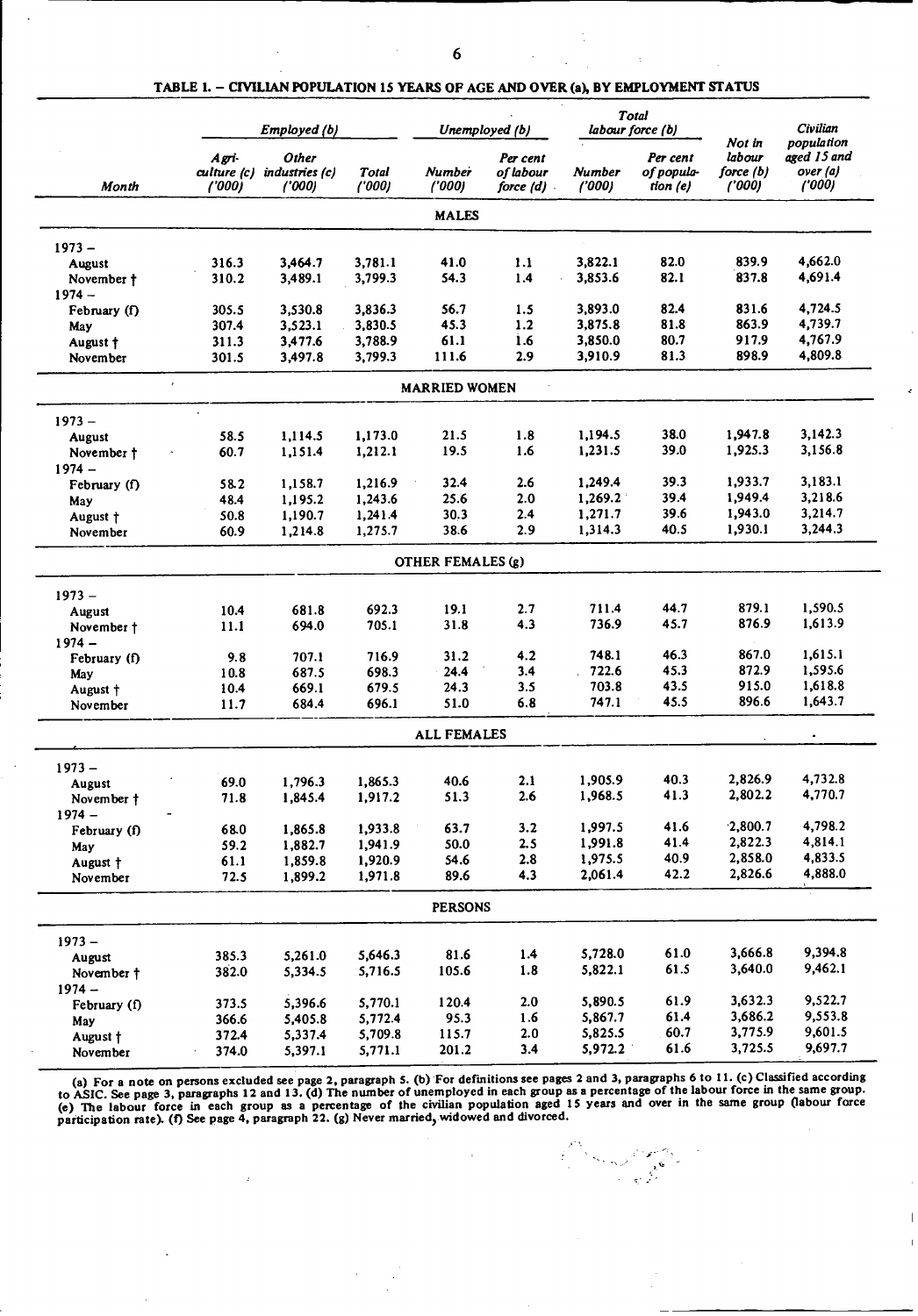## TABLE 1. – CIVILIAN POPULATION 15 YEARS OF AGE AND OVER (a), BY EMPLOYMENT STATUS

| Month | Employed (b) | | | Unemployed (b) | | Total labour force (b) | | Not in labour force (b) ('000) | Civilian population aged 15 and over (a) ('000) |
|---|---|---|---|---|---|---|---|---|---|
| | Agri-culture (c) ('000) | Other industries (c) ('000) | Total ('000) | Number ('000) | Per cent of labour force (d) | Number ('000) | Per cent of popula-tion (e) | | |
| **MALES** | | | | | | | | | |
| 1973 – | | | | | | | | | |
| August | 316.3 | 3,464.7 | 3,781.1 | 41.0 | 1.1 | 3,822.1 | 82.0 | 839.9 | 4,662.0 |
| November † | 310.2 | 3,489.1 | 3,799.3 | 54.3 | 1.4 | 3,853.6 | 82.1 | 837.8 | 4,691.4 |
| 1974 – | | | | | | | | | |
| February (f) | 305.5 | 3,530.8 | 3,836.3 | 56.7 | 1.5 | 3,893.0 | 82.4 | 831.6 | 4,724.5 |
| May | 307.4 | 3,523.1 | 3,830.5 | 45.3 | 1.2 | 3,875.8 | 81.8 | 863.9 | 4,739.7 |
| August † | 311.3 | 3,477.6 | 3,788.9 | 61.1 | 1.6 | 3,850.0 | 80.7 | 917.9 | 4,767.9 |
| November | 301.5 | 3,497.8 | 3,799.3 | 111.6 | 2.9 | 3,910.9 | 81.3 | 898.9 | 4,809.8 |
| **MARRIED WOMEN** | | | | | | | | | |
| 1973 – | | | | | | | | | |
| August | 58.5 | 1,114.5 | 1,173.0 | 21.5 | 1.8 | 1,194.5 | 38.0 | 1,947.8 | 3,142.3 |
| November † | 60.7 | 1,151.4 | 1,212.1 | 19.5 | 1.6 | 1,231.5 | 39.0 | 1,925.3 | 3,156.8 |
| 1974 – | | | | | | | | | |
| February (f) | 58.2 | 1,158.7 | 1,216.9 | 32.4 | 2.6 | 1,249.4 | 39.3 | 1,933.7 | 3,183.1 |
| May | 48.4 | 1,195.2 | 1,243.6 | 25.6 | 2.0 | 1,269.2 | 39.4 | 1,949.4 | 3,218.6 |
| August † | 50.8 | 1,190.7 | 1,241.4 | 30.3 | 2.4 | 1,271.7 | 39.6 | 1,943.0 | 3,214.7 |
| November | 60.9 | 1,214.8 | 1,275.7 | 38.6 | 2.9 | 1,314.3 | 40.5 | 1,930.1 | 3,244.3 |
| **OTHER FEMALES (g)** | | | | | | | | | |
| 1973 – | | | | | | | | | |
| August | 10.4 | 681.8 | 692.3 | 19.1 | 2.7 | 711.4 | 44.7 | 879.1 | 1,590.5 |
| November † | 11.1 | 694.0 | 705.1 | 31.8 | 4.3 | 736.9 | 45.7 | 876.9 | 1,613.9 |
| 1974 – | | | | | | | | | |
| February (f) | 9.8 | 707.1 | 716.9 | 31.2 | 4.2 | 748.1 | 46.3 | 867.0 | 1,615.1 |
| May | 10.8 | 687.5 | 698.3 | 24.4 | 3.4 | 722.6 | 45.3 | 872.9 | 1,595.6 |
| August † | 10.4 | 669.1 | 679.5 | 24.3 | 3.5 | 703.8 | 43.5 | 915.0 | 1,618.8 |
| November | 11.7 | 684.4 | 696.1 | 51.0 | 6.8 | 747.1 | 45.5 | 896.6 | 1,643.7 |
| **ALL FEMALES** | | | | | | | | | |
| 1973 – | | | | | | | | | |
| August | 69.0 | 1,796.3 | 1,865.3 | 40.6 | 2.1 | 1,905.9 | 40.3 | 2,826.9 | 4,732.8 |
| November † | 71.8 | 1,845.4 | 1,917.2 | 51.3 | 2.6 | 1,968.5 | 41.3 | 2,802.2 | 4,770.7 |
| 1974 – | | | | | | | | | |
| February (f) | 68.0 | 1,865.8 | 1,933.8 | 63.7 | 3.2 | 1,997.5 | 41.6 | 2,800.7 | 4,798.2 |
| May | 59.2 | 1,882.7 | 1,941.9 | 50.0 | 2.5 | 1,991.8 | 41.4 | 2,822.3 | 4,814.1 |
| August † | 61.1 | 1,859.8 | 1,920.9 | 54.6 | 2.8 | 1,975.5 | 40.9 | 2,858.0 | 4,833.5 |
| November | 72.5 | 1,899.2 | 1,971.8 | 89.6 | 4.3 | 2,061.4 | 42.2 | 2,826.6 | 4,888.0 |
| **PERSONS** | | | | | | | | | |
| 1973 – | | | | | | | | | |
| August | 385.3 | 5,261.0 | 5,646.3 | 81.6 | 1.4 | 5,728.0 | 61.0 | 3,666.8 | 9,394.8 |
| November † | 382.0 | 5,334.5 | 5,716.5 | 105.6 | 1.8 | 5,822.1 | 61.5 | 3,640.0 | 9,462.1 |
| 1974 – | | | | | | | | | |
| February (f) | 373.5 | 5,396.6 | 5,770.1 | 120.4 | 2.0 | 5,890.5 | 61.9 | 3,632.3 | 9,522.7 |
| May | 366.6 | 5,405.8 | 5,772.4 | 95.3 | 1.6 | 5,867.7 | 61.4 | 3,686.2 | 9,553.8 |
| August † | 372.4 | 5,337.4 | 5,709.8 | 115.7 | 2.0 | 5,825.5 | 60.7 | 3,775.9 | 9,601.5 |
| November | 374.0 | 5,397.1 | 5,771.1 | 201.2 | 3.4 | 5,972.2 | 61.6 | 3,725.5 | 9,697.7 |

(a) For a note on persons excluded see page 2, paragraph 5. (b) For definitions see pages 2 and 3, paragraphs 6 to 11. (c) Classified according to ASIC. See page 3, paragraphs 12 and 13. (d) The number of unemployed in each group as a percentage of the labour force in the same group. (e) The labour force in each group as a percentage of the civilian population aged 15 years and over in the same group (labour force participation rate). (f) See page 4, paragraph 22. (g) Never married, widowed and divorced.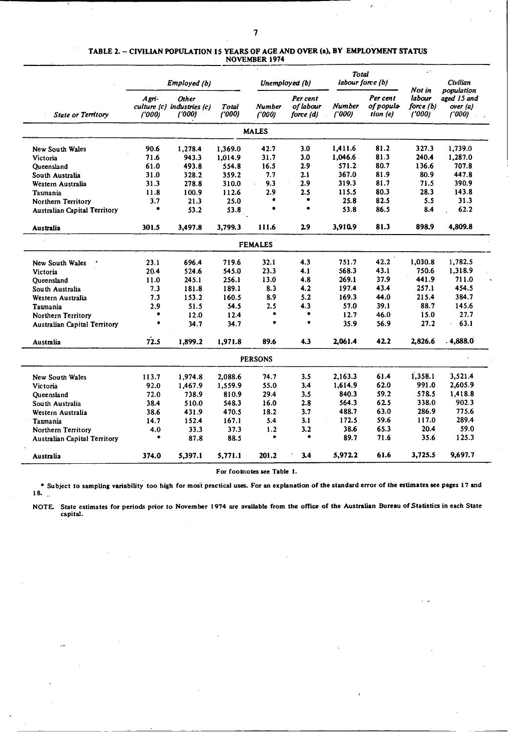## TABLE 2. – CIVILIAN POPULATION 15 YEARS OF AGE AND OVER (a), BY EMPLOYMENT STATUS NOVEMBER 1974

| State or Territory | Employed (b) | | | Unemployed (b) | | Total labour force (b) | | Not in labour force (b) ('000) | Civilian population aged 15 and over (a) ('000) |
|---|---|---|---|---|---|---|---|---|---|
| | Agri-culture (c) ('000) | Other industries (c) ('000) | Total ('000) | Number ('000) | Per cent of labour force (d) | Number ('000) | Per cent of popula-tion (e) | | |
| **MALES** | | | | | | | | | |
| New South Wales | 90.6 | 1,278.4 | 1,369.0 | 42.7 | 3.0 | 1,411.6 | 81.2 | 327.3 | 1,739.0 |
| Victoria | 71.6 | 943.3 | 1,014.9 | 31.7 | 3.0 | 1,046.6 | 81.3 | 240.4 | 1,287.0 |
| Queensland | 61.0 | 493.8 | 554.8 | 16.5 | 2.9 | 571.2 | 80.7 | 136.6 | 707.8 |
| South Australia | 31.0 | 328.2 | 359.2 | 7.7 | 2.1 | 367.0 | 81.9 | 80.9 | 447.8 |
| Western Australia | 31.3 | 278.8 | 310.0 | 9.3 | 2.9 | 319.3 | 81.7 | 71.5 | 390.9 |
| Tasmania | 11.8 | 100.9 | 112.6 | 2.9 | 2.5 | 115.5 | 80.3 | 28.3 | 143.8 |
| Northern Territory | 3.7 | 21.3 | 25.0 | * | * | 25.8 | 82.5 | 5.5 | 31.3 |
| Australian Capital Territory | * | 53.2 | 53.8 | * | * | 53.8 | 86.5 | 8.4 | 62.2 |
| Australia | 301.5 | 3,497.8 | 3,799.3 | 111.6 | 2.9 | 3,910.9 | 81.3 | 898.9 | 4,809.8 |
| **FEMALES** | | | | | | | | | |
| New South Wales | 23.1 | 696.4 | 719.6 | 32.1 | 4.3 | 751.7 | 42.2 | 1,030.8 | 1,782.5 |
| Victoria | 20.4 | 524.6 | 545.0 | 23.3 | 4.1 | 568.3 | 43.1 | 750.6 | 1,318.9 |
| Queensland | 11.0 | 245.1 | 256.1 | 13.0 | 4.8 | 269.1 | 37.9 | 441.9 | 711.0 |
| South Australia | 7.3 | 181.8 | 189.1 | 8.3 | 4.2 | 197.4 | 43.4 | 257.1 | 454.5 |
| Western Australia | 7.3 | 153.2 | 160.5 | 8.9 | 5.2 | 169.3 | 44.0 | 215.4 | 384.7 |
| Tasmania | 2.9 | 51.5 | 54.5 | 2.5 | 4.3 | 57.0 | 39.1 | 88.7 | 145.6 |
| Northern Territory | * | 12.0 | 12.4 | * | * | 12.7 | 46.0 | 15.0 | 27.7 |
| Australian Capital Territory | * | 34.7 | 34.7 | * | * | 35.9 | 56.9 | 27.2 | 63.1 |
| Australia | 72.5 | 1,899.2 | 1,971.8 | 89.6 | 4.3 | 2,061.4 | 42.2 | 2,826.6 | 4,888.0 |
| **PERSONS** | | | | | | | | | |
| New South Wales | 113.7 | 1,974.8 | 2,088.6 | 74.7 | 3.5 | 2,163.3 | 61.4 | 1,358.1 | 3,521.4 |
| Victoria | 92.0 | 1,467.9 | 1,559.9 | 55.0 | 3.4 | 1,614.9 | 62.0 | 991.0 | 2,605.9 |
| Queensland | 72.0 | 738.9 | 810.9 | 29.4 | 3.5 | 840.3 | 59.2 | 578.5 | 1,418.8 |
| South Australia | 38.4 | 510.0 | 548.3 | 16.0 | 2.8 | 564.3 | 62.5 | 338.0 | 902.3 |
| Western Australia | 38.6 | 431.9 | 470.5 | 18.2 | 3.7 | 488.7 | 63.0 | 286.9 | 775.6 |
| Tasmania | 14.7 | 152.4 | 167.1 | 5.4 | 3.1 | 172.5 | 59.6 | 117.0 | 289.4 |
| Northern Territory | 4.0 | 33.3 | 37.3 | 1.2 | 3.2 | 38.6 | 65.3 | 20.4 | 59.0 |
| Australian Capital Territory | * | 87.8 | 88.5 | * | * | 89.7 | 71.6 | 35.6 | 125.3 |
| Australia | 374.0 | 5,397.1 | 5,771.1 | 201.2 | 3.4 | 5,972.2 | 61.6 | 3,725.5 | 9,697.7 |

For footnotes see Table 1.

* Subject to sampling variability too high for most practical uses. For an explanation of the standard error of the estimates see pages 17 and 18.

NOTE. State estimates for periods prior to November 1974 are available from the office of the Australian Bureau of Statistics in each State capital.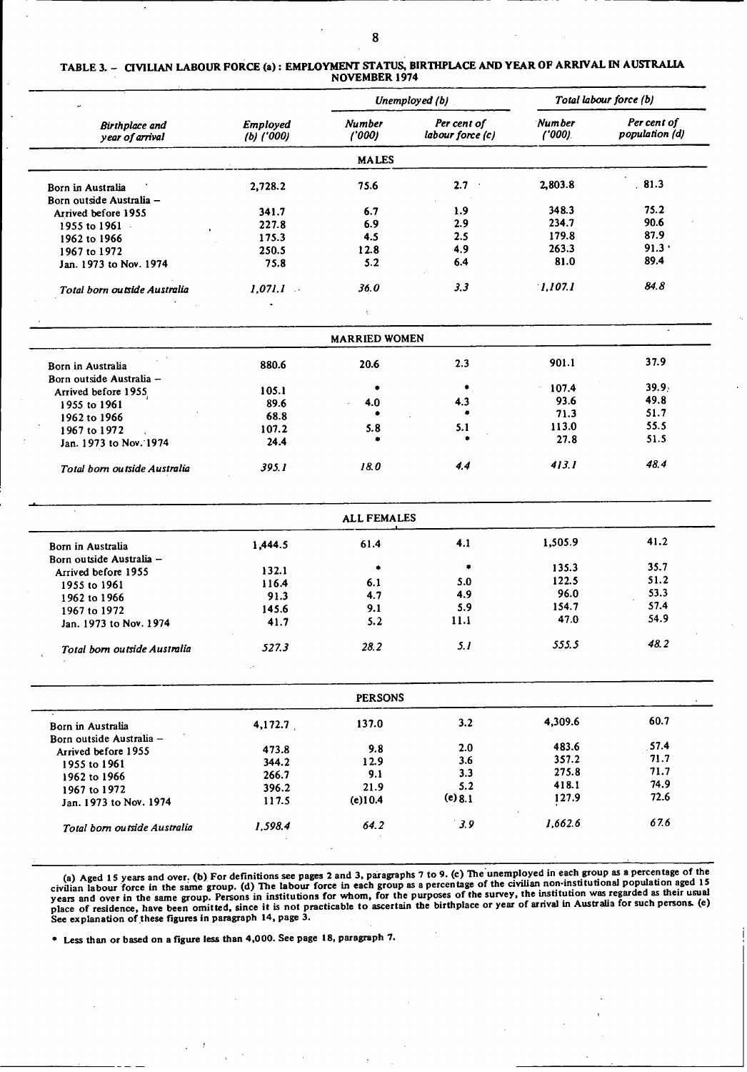**TABLE 3. – CIVILIAN LABOUR FORCE (a) : EMPLOYMENT STATUS, BIRTHPLACE AND YEAR OF ARRIVAL IN AUSTRALIA NOVEMBER 1974**

| *Birthplace and year of arrival* | *Employed (b) ('000)* | *Unemployed (b)* | | *Total labour force (b)* | |
|---|---|---|---|---|---|
| | | *Number ('000)* | *Per cent of labour force (c)* | *Number ('000)* | *Per cent of population (d)* |
| **MALES** | | | | | |
| Born in Australia | 2,728.2 | 75.6 | 2.7 | 2,803.8 | 81.3 |
| Born outside Australia – | | | | | |
| Arrived before 1955 | 341.7 | 6.7 | 1.9 | 348.3 | 75.2 |
| 1955 to 1961 | 227.8 | 6.9 | 2.9 | 234.7 | 90.6 |
| 1962 to 1966 | 175.3 | 4.5 | 2.5 | 179.8 | 87.9 |
| 1967 to 1972 | 250.5 | 12.8 | 4.9 | 263.3 | 91.3 |
| Jan. 1973 to Nov. 1974 | 75.8 | 5.2 | 6.4 | 81.0 | 89.4 |
| *Total born outside Australia* | *1,071.1* | *36.0* | *3.3* | *1,107.1* | *84.8* |
| **MARRIED WOMEN** | | | | | |
| Born in Australia | 880.6 | 20.6 | 2.3 | 901.1 | 37.9 |
| Born outside Australia – | | | | | |
| Arrived before 1955 | 105.1 | * | * | 107.4 | 39.9 |
| 1955 to 1961 | 89.6 | 4.0 | 4.3 | 93.6 | 49.8 |
| 1962 to 1966 | 68.8 | * | * | 71.3 | 51.7 |
| 1967 to 1972 | 107.2 | 5.8 | 5.1 | 113.0 | 55.5 |
| Jan. 1973 to Nov. 1974 | 24.4 | * | * | 27.8 | 51.5 |
| *Total born outside Australia* | *395.1* | *18.0* | *4.4* | *413.1* | *48.4* |
| **ALL FEMALES** | | | | | |
| Born in Australia | 1,444.5 | 61.4 | 4.1 | 1,505.9 | 41.2 |
| Born outside Australia – | | | | | |
| Arrived before 1955 | 132.1 | * | * | 135.3 | 35.7 |
| 1955 to 1961 | 116.4 | 6.1 | 5.0 | 122.5 | 51.2 |
| 1962 to 1966 | 91.3 | 4.7 | 4.9 | 96.0 | 53.3 |
| 1967 to 1972 | 145.6 | 9.1 | 5.9 | 154.7 | 57.4 |
| Jan. 1973 to Nov. 1974 | 41.7 | 5.2 | 11.1 | 47.0 | 54.9 |
| *Total born outside Australia* | *527.3* | *28.2* | *5.1* | *555.5* | *48.2* |
| **PERSONS** | | | | | |
| Born in Australia | 4,172.7 | 137.0 | 3.2 | 4,309.6 | 60.7 |
| Born outside Australia – | | | | | |
| Arrived before 1955 | 473.8 | 9.8 | 2.0 | 483.6 | 57.4 |
| 1955 to 1961 | 344.2 | 12.9 | 3.6 | 357.2 | 71.7 |
| 1962 to 1966 | 266.7 | 9.1 | 3.3 | 275.8 | 71.7 |
| 1967 to 1972 | 396.2 | 21.9 | 5.2 | 418.1 | 74.9 |
| Jan. 1973 to Nov. 1974 | 117.5 | (e)10.4 | (e)8.1 | 127.9 | 72.6 |
| *Total born outside Australia* | *1,598.4* | *64.2* | *3.9* | *1,662.6* | *67.6* |

(a) Aged 15 years and over. (b) For definitions see pages 2 and 3, paragraphs 7 to 9. (c) The unemployed in each group as a percentage of the civilian labour force in the same group. (d) The labour force in each group as a percentage of the civilian non-institutional population aged 15 years and over in the same group. Persons in institutions for whom, for the purposes of the survey, the institution was regarded as their usual place of residence, have been omitted, since it is not practicable to ascertain the birthplace or year of arrival in Australia for such persons. (e) See explanation of these figures in paragraph 14, page 3.

\* Less than or based on a figure less than 4,000. See page 18, paragraph 7.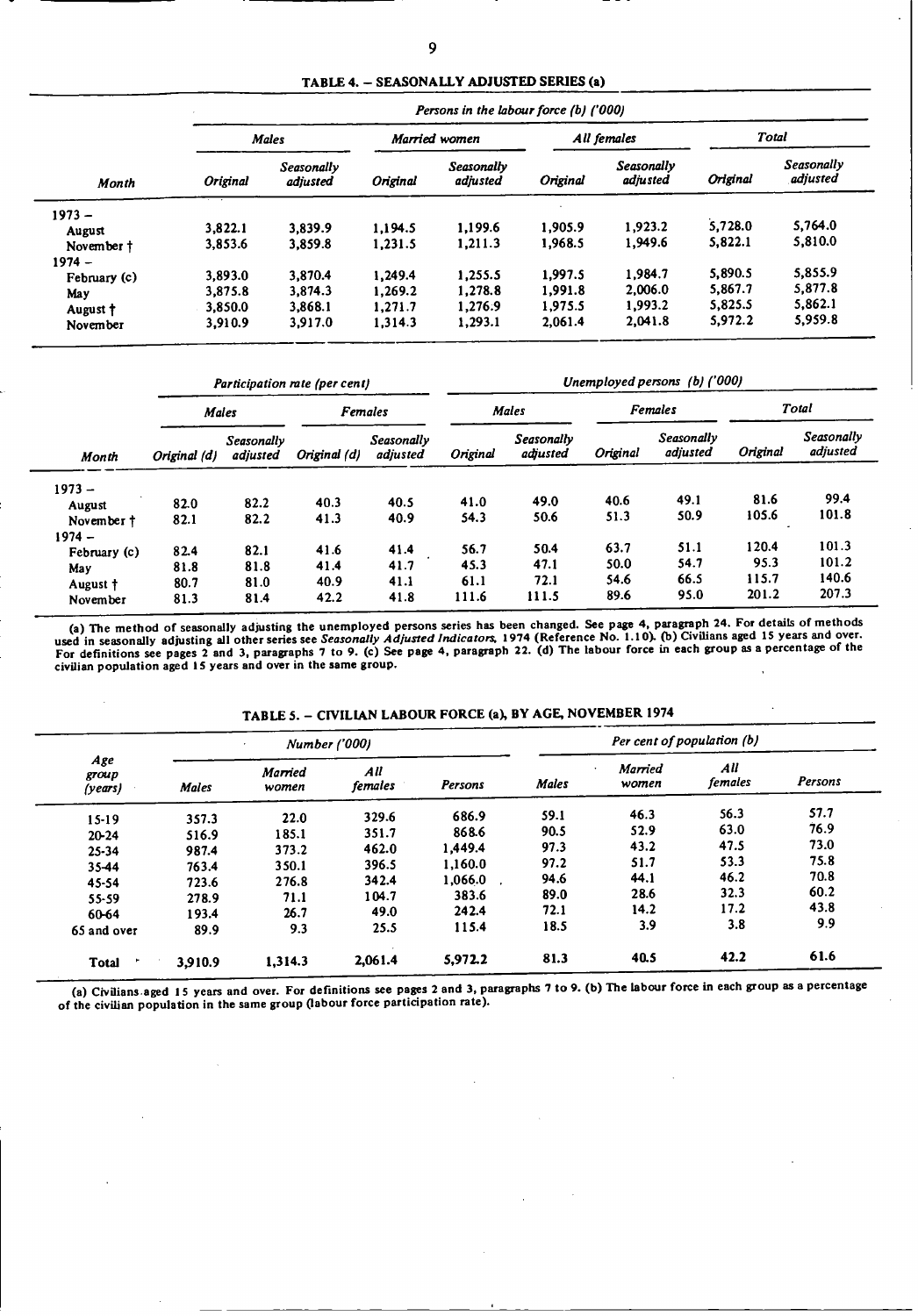### TABLE 4. – SEASONALLY ADJUSTED SERIES (a)

| Month | Persons in the labour force (b) ('000) | | | | | | | |
|---|---|---|---|---|---|---|---|---|
| | Males | | Married women | | All females | | Total | |
| | Original | Seasonally adjusted | Original | Seasonally adjusted | Original | Seasonally adjusted | Original | Seasonally adjusted |
| 1973 – | | | | | | | | |
| August | 3,822.1 | 3,839.9 | 1,194.5 | 1,199.6 | 1,905.9 | 1,923.2 | 5,728.0 | 5,764.0 |
| November † | 3,853.6 | 3,859.8 | 1,231.5 | 1,211.3 | 1,968.5 | 1,949.6 | 5,822.1 | 5,810.0 |
| 1974 – | | | | | | | | |
| February (c) | 3,893.0 | 3,870.4 | 1,249.4 | 1,255.5 | 1,997.5 | 1,984.7 | 5,890.5 | 5,855.9 |
| May | 3,875.8 | 3,874.3 | 1,269.2 | 1,278.8 | 1,991.8 | 2,006.0 | 5,867.7 | 5,877.8 |
| August † | 3,850.0 | 3,868.1 | 1,271.7 | 1,276.9 | 1,975.5 | 1,993.2 | 5,825.5 | 5,862.1 |
| November | 3,910.9 | 3,917.0 | 1,314.3 | 1,293.1 | 2,061.4 | 2,041.8 | 5,972.2 | 5,959.8 |

| Month | Participation rate (per cent) | | | | Unemployed persons (b) ('000) | | | | | |
|---|---|---|---|---|---|---|---|---|---|---|
| | Males | | Females | | Males | | Females | | Total | |
| | Original (d) | Seasonally adjusted | Original (d) | Seasonally adjusted | Original | Seasonally adjusted | Original | Seasonally adjusted | Original | Seasonally adjusted |
| 1973 – | | | | | | | | | | |
| August | 82.0 | 82.2 | 40.3 | 40.5 | 41.0 | 49.0 | 40.6 | 49.1 | 81.6 | 99.4 |
| November † | 82.1 | 82.2 | 41.3 | 40.9 | 54.3 | 50.6 | 51.3 | 50.9 | 105.6 | 101.8 |
| 1974 – | | | | | | | | | | |
| February (c) | 82.4 | 82.1 | 41.6 | 41.4 | 56.7 | 50.4 | 63.7 | 51.1 | 120.4 | 101.3 |
| May | 81.8 | 81.8 | 41.4 | 41.7 | 45.3 | 47.1 | 50.0 | 54.7 | 95.3 | 101.2 |
| August † | 80.7 | 81.0 | 40.9 | 41.1 | 61.1 | 72.1 | 54.6 | 66.5 | 115.7 | 140.6 |
| November | 81.3 | 81.4 | 42.2 | 41.8 | 111.6 | 111.5 | 89.6 | 95.0 | 201.2 | 207.3 |

(a) The method of seasonally adjusting the unemployed persons series has been changed. See page 4, paragraph 24. For details of methods used in seasonally adjusting all other series see *Seasonally Adjusted Indicators*, 1974 (Reference No. 1.10). (b) Civilians aged 15 years and over. For definitions see pages 2 and 3, paragraphs 7 to 9. (c) See page 4, paragraph 22. (d) The labour force in each group as a percentage of the civilian population aged 15 years and over in the same group.

### TABLE 5. – CIVILIAN LABOUR FORCE (a), BY AGE, NOVEMBER 1974

| Age group (years) | Number ('000) | | | | Per cent of population (b) | | | |
|---|---|---|---|---|---|---|---|---|
| | Males | Married women | All females | Persons | Males | Married women | All females | Persons |
| 15-19 | 357.3 | 22.0 | 329.6 | 686.9 | 59.1 | 46.3 | 56.3 | 57.7 |
| 20-24 | 516.9 | 185.1 | 351.7 | 868.6 | 90.5 | 52.9 | 63.0 | 76.9 |
| 25-34 | 987.4 | 373.2 | 462.0 | 1,449.4 | 97.3 | 43.2 | 47.5 | 73.0 |
| 35-44 | 763.4 | 350.1 | 396.5 | 1,160.0 | 97.2 | 51.7 | 53.3 | 75.8 |
| 45-54 | 723.6 | 276.8 | 342.4 | 1,066.0 | 94.6 | 44.1 | 46.2 | 70.8 |
| 55-59 | 278.9 | 71.1 | 104.7 | 383.6 | 89.0 | 28.6 | 32.3 | 60.2 |
| 60-64 | 193.4 | 26.7 | 49.0 | 242.4 | 72.1 | 14.2 | 17.2 | 43.8 |
| 65 and over | 89.9 | 9.3 | 25.5 | 115.4 | 18.5 | 3.9 | 3.8 | 9.9 |
| Total | 3,910.9 | 1,314.3 | 2,061.4 | 5,972.2 | 81.3 | 40.5 | 42.2 | 61.6 |

(a) Civilians aged 15 years and over. For definitions see pages 2 and 3, paragraphs 7 to 9. (b) The labour force in each group as a percentage of the civilian population in the same group (labour force participation rate).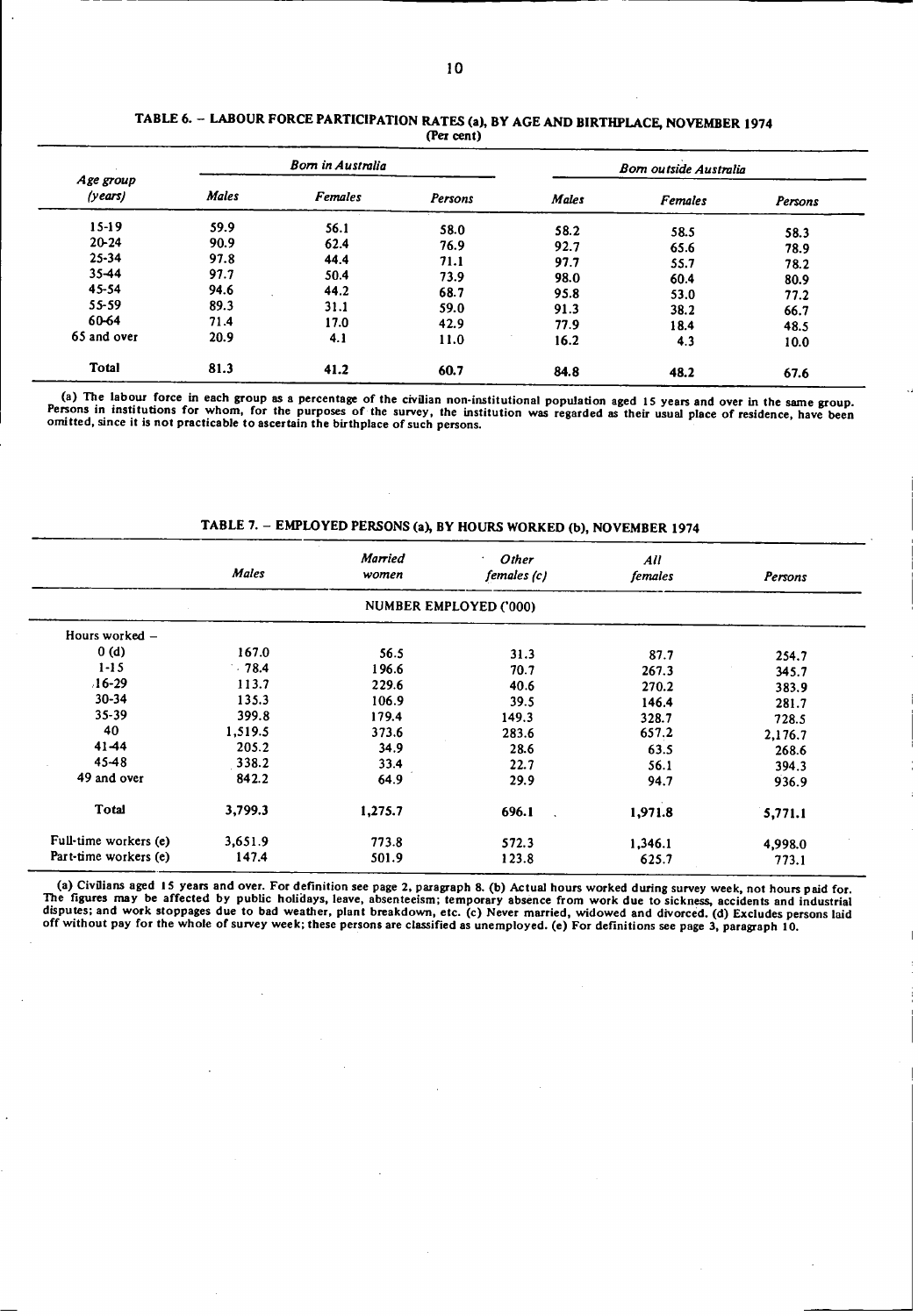### TABLE 6. – LABOUR FORCE PARTICIPATION RATES (a), BY AGE AND BIRTHPLACE, NOVEMBER 1974

(Per cent)

| Age group (years) | Born in Australia | | | Born outside Australia | | |
|---|---|---|---|---|---|---|
| | Males | Females | Persons | Males | Females | Persons |
| 15-19 | 59.9 | 56.1 | 58.0 | 58.2 | 58.5 | 58.3 |
| 20-24 | 90.9 | 62.4 | 76.9 | 92.7 | 65.6 | 78.9 |
| 25-34 | 97.8 | 44.4 | 71.1 | 97.7 | 55.7 | 78.2 |
| 35-44 | 97.7 | 50.4 | 73.9 | 98.0 | 60.4 | 80.9 |
| 45-54 | 94.6 | 44.2 | 68.7 | 95.8 | 53.0 | 77.2 |
| 55-59 | 89.3 | 31.1 | 59.0 | 91.3 | 38.2 | 66.7 |
| 60-64 | 71.4 | 17.0 | 42.9 | 77.9 | 18.4 | 48.5 |
| 65 and over | 20.9 | 4.1 | 11.0 | 16.2 | 4.3 | 10.0 |
| **Total** | 81.3 | 41.2 | 60.7 | 84.8 | 48.2 | 67.6 |

(a) The labour force in each group as a percentage of the civilian non-institutional population aged 15 years and over in the same group. Persons in institutions for whom, for the purposes of the survey, the institution was regarded as their usual place of residence, have been omitted, since it is not practicable to ascertain the birthplace of such persons.

### TABLE 7. – EMPLOYED PERSONS (a), BY HOURS WORKED (b), NOVEMBER 1974

| | Males | Married women | Other females (c) | All females | Persons |
|---|---|---|---|---|---|
| | | | NUMBER EMPLOYED ('000) | | |
| Hours worked – | | | | | |
| 0 (d) | 167.0 | 56.5 | 31.3 | 87.7 | 254.7 |
| 1-15 | 78.4 | 196.6 | 70.7 | 267.3 | 345.7 |
| 16-29 | 113.7 | 229.6 | 40.6 | 270.2 | 383.9 |
| 30-34 | 135.3 | 106.9 | 39.5 | 146.4 | 281.7 |
| 35-39 | 399.8 | 179.4 | 149.3 | 328.7 | 728.5 |
| 40 | 1,519.5 | 373.6 | 283.6 | 657.2 | 2,176.7 |
| 41-44 | 205.2 | 34.9 | 28.6 | 63.5 | 268.6 |
| 45-48 | 338.2 | 33.4 | 22.7 | 56.1 | 394.3 |
| 49 and over | 842.2 | 64.9 | 29.9 | 94.7 | 936.9 |
| **Total** | 3,799.3 | 1,275.7 | 696.1 | 1,971.8 | 5,771.1 |
| Full-time workers (e) | 3,651.9 | 773.8 | 572.3 | 1,346.1 | 4,998.0 |
| Part-time workers (e) | 147.4 | 501.9 | 123.8 | 625.7 | 773.1 |

(a) Civilians aged 15 years and over. For definition see page 2, paragraph 8. (b) Actual hours worked during survey week, not hours paid for. The figures may be affected by public holidays, leave, absenteeism; temporary absence from work due to sickness, accidents and industrial disputes; and work stoppages due to bad weather, plant breakdown, etc. (c) Never married, widowed and divorced. (d) Excludes persons laid off without pay for the whole of survey week; these persons are classified as unemployed. (e) For definitions see page 3, paragraph 10.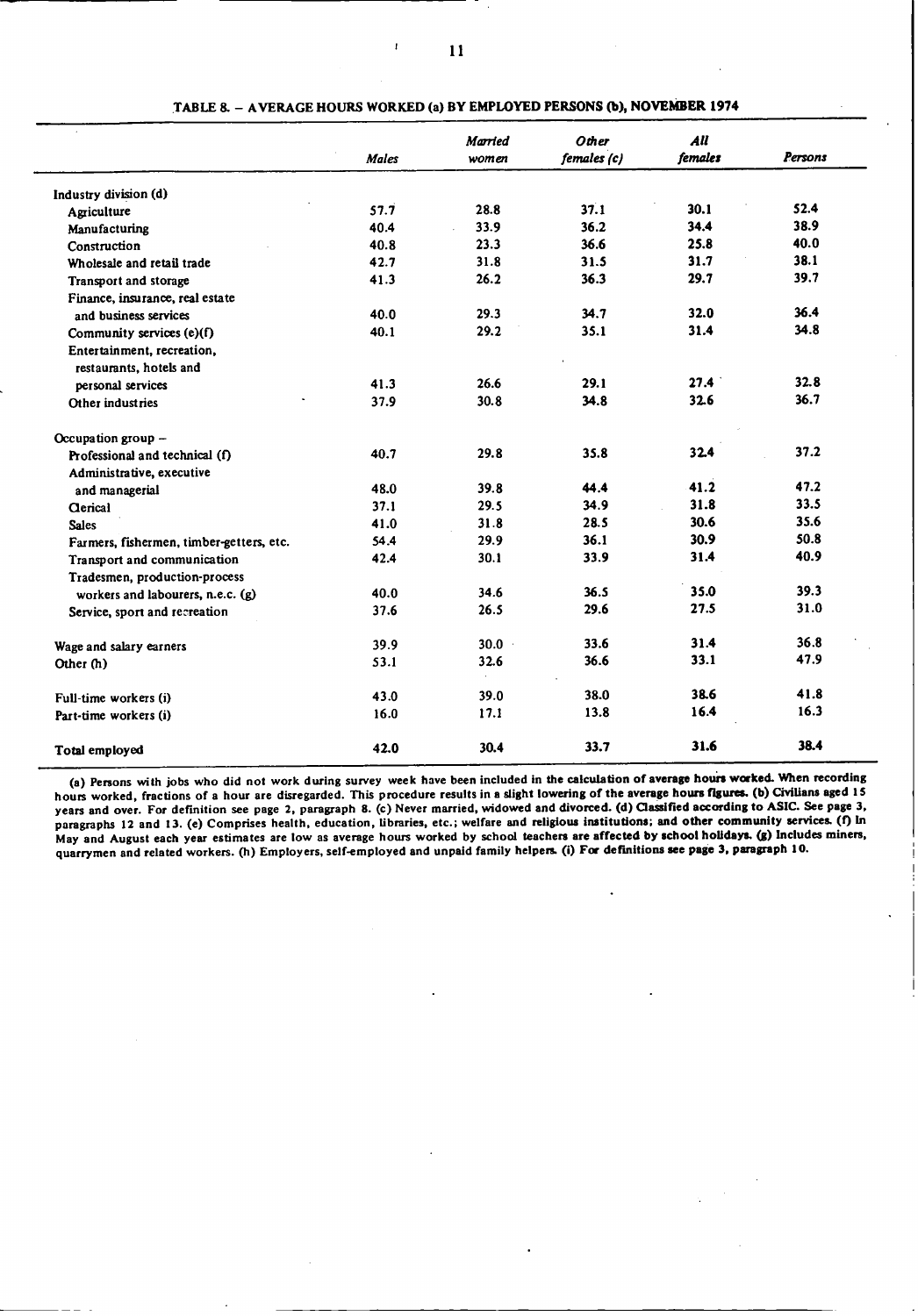## TABLE 8. – AVERAGE HOURS WORKED (a) BY EMPLOYED PERSONS (b), NOVEMBER 1974

| | Males | Married women | Other females (c) | All females | Persons |
|---|---|---|---|---|---|
| **Industry division (d)** | | | | | |
| Agriculture | 57.7 | 28.8 | 37.1 | 30.1 | 52.4 |
| Manufacturing | 40.4 | 33.9 | 36.2 | 34.4 | 38.9 |
| Construction | 40.8 | 23.3 | 36.6 | 25.8 | 40.0 |
| Wholesale and retail trade | 42.7 | 31.8 | 31.5 | 31.7 | 38.1 |
| Transport and storage | 41.3 | 26.2 | 36.3 | 29.7 | 39.7 |
| Finance, insurance, real estate and business services | 40.0 | 29.3 | 34.7 | 32.0 | 36.4 |
| Community services (e)(f) | 40.1 | 29.2 | 35.1 | 31.4 | 34.8 |
| Entertainment, recreation, restaurants, hotels and personal services | 41.3 | 26.6 | 29.1 | 27.4 | 32.8 |
| Other industries | 37.9 | 30.8 | 34.8 | 32.6 | 36.7 |
| **Occupation group –** | | | | | |
| Professional and technical (f) | 40.7 | 29.8 | 35.8 | 32.4 | 37.2 |
| Administrative, executive and managerial | 48.0 | 39.8 | 44.4 | 41.2 | 47.2 |
| Clerical | 37.1 | 29.5 | 34.9 | 31.8 | 33.5 |
| Sales | 41.0 | 31.8 | 28.5 | 30.6 | 35.6 |
| Farmers, fishermen, timber-getters, etc. | 54.4 | 29.9 | 36.1 | 30.9 | 50.8 |
| Transport and communication | 42.4 | 30.1 | 33.9 | 31.4 | 40.9 |
| Tradesmen, production-process workers and labourers, n.e.c. (g) | 40.0 | 34.6 | 36.5 | 35.0 | 39.3 |
| Service, sport and recreation | 37.6 | 26.5 | 29.6 | 27.5 | 31.0 |
| Wage and salary earners | 39.9 | 30.0 | 33.6 | 31.4 | 36.8 |
| Other (h) | 53.1 | 32.6 | 36.6 | 33.1 | 47.9 |
| Full-time workers (i) | 43.0 | 39.0 | 38.0 | 38.6 | 41.8 |
| Part-time workers (i) | 16.0 | 17.1 | 13.8 | 16.4 | 16.3 |
| **Total employed** | 42.0 | 30.4 | 33.7 | 31.6 | 38.4 |

(a) Persons with jobs who did not work during survey week have been included in the calculation of average hours worked. When recording hours worked, fractions of a hour are disregarded. This procedure results in a slight lowering of the average hours figures. (b) Civilians aged 15 years and over. For definition see page 2, paragraph 8. (c) Never married, widowed and divorced. (d) Classified according to ASIC. See page 3, paragraphs 12 and 13. (e) Comprises health, education, libraries, etc.; welfare and religious institutions; and other community services. (f) In May and August each year estimates are low as average hours worked by school teachers are affected by school holidays. (g) Includes miners, quarrymen and related workers. (h) Employers, self-employed and unpaid family helpers. (i) For definitions see page 3, paragraph 10.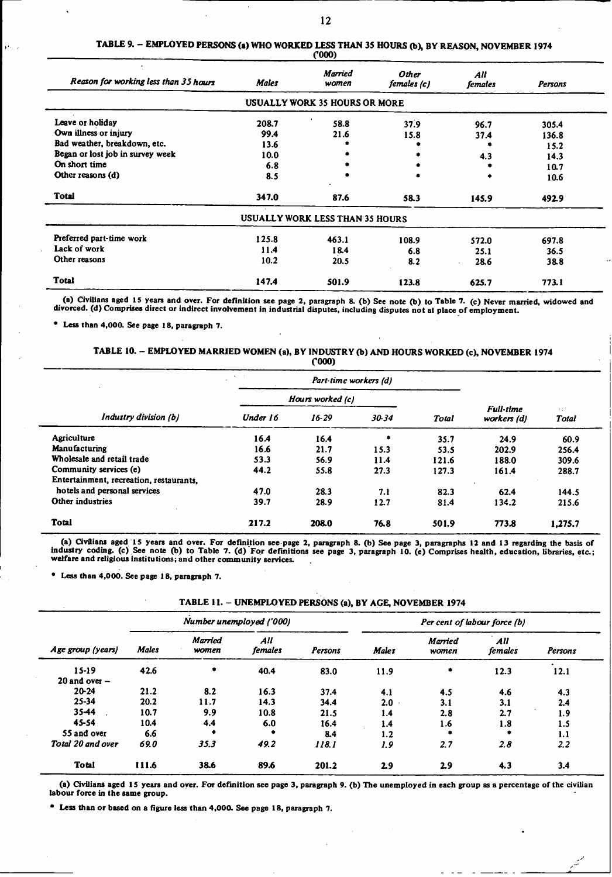### TABLE 9. – EMPLOYED PERSONS (a) WHO WORKED LESS THAN 35 HOURS (b), BY REASON, NOVEMBER 1974

('000)

| Reason for working less than 35 hours | Males | Married women | Other females (c) | All females | Persons |
|---|---|---|---|---|---|
| **USUALLY WORK 35 HOURS OR MORE** | | | | | |
| Leave or holiday | 208.7 | 58.8 | 37.9 | 96.7 | 305.4 |
| Own illness or injury | 99.4 | 21.6 | 15.8 | 37.4 | 136.8 |
| Bad weather, breakdown, etc. | 13.6 | * | * | * | 15.2 |
| Began or lost job in survey week | 10.0 | * | * | 4.3 | 14.3 |
| On short time | 6.8 | * | * | * | 10.7 |
| Other reasons (d) | 8.5 | * | * | * | 10.6 |
| **Total** | 347.0 | 87.6 | 58.3 | 145.9 | 492.9 |
| **USUALLY WORK LESS THAN 35 HOURS** | | | | | |
| Preferred part-time work | 125.8 | 463.1 | 108.9 | 572.0 | 697.8 |
| Lack of work | 11.4 | 18.4 | 6.8 | 25.1 | 36.5 |
| Other reasons | 10.2 | 20.5 | 8.2 | 28.6 | 38.8 |
| **Total** | 147.4 | 501.9 | 123.8 | 625.7 | 773.1 |

(a) Civilians aged 15 years and over. For definition see page 2, paragraph 8. (b) See note (b) to Table 7. (c) Never married, widowed and divorced. (d) Comprises direct or indirect involvement in industrial disputes, including disputes not at place of employment.

\* Less than 4,000. See page 18, paragraph 7.

### TABLE 10. – EMPLOYED MARRIED WOMEN (a), BY INDUSTRY (b) AND HOURS WORKED (c), NOVEMBER 1974

('000)

| Industry division (b) | Part-time workers (d) | | | | Full-time workers (d) | Total |
|---|---|---|---|---|---|---|
| | Hours worked (c) | | | | | |
| | Under 16 | 16-29 | 30-34 | Total | | |
| Agriculture | 16.4 | 16.4 | * | 35.7 | 24.9 | 60.9 |
| Manufacturing | 16.6 | 21.7 | 15.3 | 53.5 | 202.9 | 256.4 |
| Wholesale and retail trade | 53.3 | 56.9 | 11.4 | 121.6 | 188.0 | 309.6 |
| Community services (e) | 44.2 | 55.8 | 27.3 | 127.3 | 161.4 | 288.7 |
| Entertainment, recreation, restaurants, hotels and personal services | 47.0 | 28.3 | 7.1 | 82.3 | 62.4 | 144.5 |
| Other industries | 39.7 | 28.9 | 12.7 | 81.4 | 134.2 | 215.6 |
| **Total** | 217.2 | 208.0 | 76.8 | 501.9 | 773.8 | 1,275.7 |

(a) Civilians aged 15 years and over. For definition see page 2, paragraph 8. (b) See page 3, paragraphs 12 and 13 regarding the basis of industry coding. (c) See note (b) to Table 7. (d) For definitions see page 3, paragraph 10. (e) Comprises health, education, libraries, etc.; welfare and religious institutions; and other community services.

\* Less than 4,000. See page 18, paragraph 7.

### TABLE 11. – UNEMPLOYED PERSONS (a), BY AGE, NOVEMBER 1974

| Age group (years) | Number unemployed ('000) | | | | Per cent of labour force (b) | | | |
|---|---|---|---|---|---|---|---|---|
| | Males | Married women | All females | Persons | Males | Married women | All females | Persons |
| 15-19 | 42.6 | * | 40.4 | 83.0 | 11.9 | * | 12.3 | 12.1 |
| 20 and over – | | | | | | | | |
| 20-24 | 21.2 | 8.2 | 16.3 | 37.4 | 4.1 | 4.5 | 4.6 | 4.3 |
| 25-34 | 20.2 | 11.7 | 14.3 | 34.4 | 2.0 | 3.1 | 3.1 | 2.4 |
| 35-44 | 10.7 | 9.9 | 10.8 | 21.5 | 1.4 | 2.8 | 2.7 | 1.9 |
| 45-54 | 10.4 | 4.4 | 6.0 | 16.4 | 1.4 | 1.6 | 1.8 | 1.5 |
| 55 and over | 6.6 | * | * | 8.4 | 1.2 | * | * | 1.1 |
| *Total 20 and over* | *69.0* | *35.3* | *49.2* | *118.1* | *1.9* | *2.7* | *2.8* | *2.2* |
| **Total** | 111.6 | 38.6 | 89.6 | 201.2 | 2.9 | 2.9 | 4.3 | 3.4 |

(a) Civilians aged 15 years and over. For definition see page 3, paragraph 9. (b) The unemployed in each group as a percentage of the civilian labour force in the same group.

\* Less than or based on a figure less than 4,000. See page 18, paragraph 7.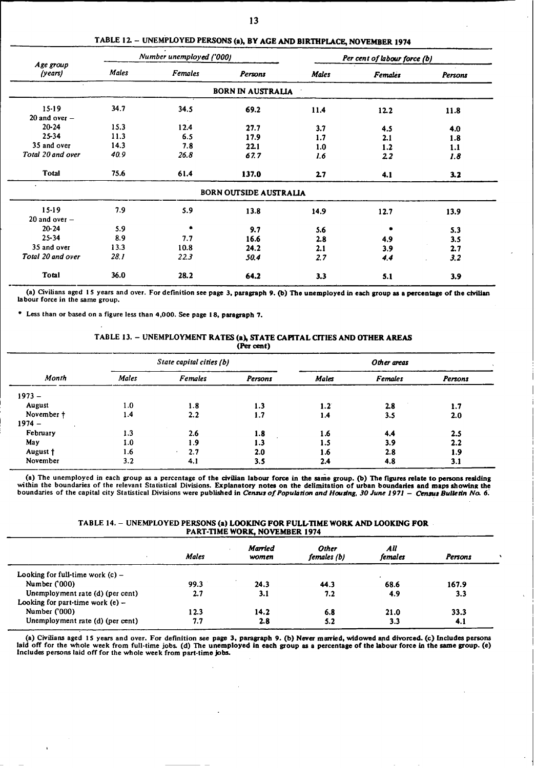## TABLE 12. – UNEMPLOYED PERSONS (a), BY AGE AND BIRTHPLACE, NOVEMBER 1974

| Age group (years) | Number unemployed ('000) | | | Per cent of labour force (b) | | |
|---|---|---|---|---|---|---|
| | Males | Females | Persons | Males | Females | Persons |
| **BORN IN AUSTRALIA** | | | | | | |
| 15-19 | 34.7 | 34.5 | **69.2** | 11.4 | 12.2 | **11.8** |
| 20 and over – | | | | | | |
| 20-24 | 15.3 | 12.4 | **27.7** | 3.7 | 4.5 | **4.0** |
| 25-34 | 11.3 | 6.5 | **17.9** | 1.7 | 2.1 | **1.8** |
| 35 and over | 14.3 | 7.8 | **22.1** | 1.0 | 1.2 | **1.1** |
| *Total 20 and over* | *40.9* | *26.8* | ***67.7*** | *1.6* | *2.2* | ***1.8*** |
| **Total** | 75.6 | 61.4 | **137.0** | 2.7 | 4.1 | **3.2** |
| **BORN OUTSIDE AUSTRALIA** | | | | | | |
| 15-19 | 7.9 | 5.9 | **13.8** | 14.9 | 12.7 | **13.9** |
| 20 and over – | | | | | | |
| 20-24 | 5.9 | * | **9.7** | 5.6 | * | **5.3** |
| 25-34 | 8.9 | 7.7 | **16.6** | 2.8 | 4.9 | **3.5** |
| 35 and over | 13.3 | 10.8 | **24.2** | 2.1 | 3.9 | **2.7** |
| *Total 20 and over* | *28.1* | *22.3* | ***50.4*** | *2.7* | *4.4* | ***3.2*** |
| **Total** | 36.0 | 28.2 | **64.2** | 3.3 | 5.1 | **3.9** |

(a) Civilians aged 15 years and over. For definition see page 3, paragraph 9. (b) The unemployed in each group as a percentage of the civilian labour force in the same group.

\* Less than or based on a figure less than 4,000. See page 18, paragraph 7.

## TABLE 13. – UNEMPLOYMENT RATES (a), STATE CAPITAL CITIES AND OTHER AREAS
(Per cent)

| Month | State capital cities (b) | | | Other areas | | |
|---|---|---|---|---|---|---|
| | Males | Females | Persons | Males | Females | Persons |
| 1973 – | | | | | | |
| August | 1.0 | 1.8 | 1.3 | 1.2 | 2.8 | 1.7 |
| November † | 1.4 | 2.2 | 1.7 | 1.4 | 3.5 | 2.0 |
| 1974 – | | | | | | |
| February | 1.3 | 2.6 | 1.8 | 1.6 | 4.4 | 2.5 |
| May | 1.0 | 1.9 | 1.3 | 1.5 | 3.9 | 2.2 |
| August † | 1.6 | 2.7 | 2.0 | 1.6 | 2.8 | 1.9 |
| November | 3.2 | 4.1 | 3.5 | 2.4 | 4.8 | 3.1 |

(a) The unemployed in each group as a percentage of the civilian labour force in the same group. (b) The figures relate to persons residing within the boundaries of the relevant Statistical Divisions. Explanatory notes on the delimitation of urban boundaries and maps showing the boundaries of the capital city Statistical Divisions were published in *Census of Population and Housing, 30 June 1971 – Census Bulletin No. 6.*

## TABLE 14. – UNEMPLOYED PERSONS (a) LOOKING FOR FULL-TIME WORK AND LOOKING FOR PART-TIME WORK, NOVEMBER 1974

| | Males | Married women | Other females (b) | All females | Persons |
|---|---|---|---|---|---|
| Looking for full-time work (c) – | | | | | |
| Number ('000) | 99.3 | 24.3 | 44.3 | 68.6 | 167.9 |
| Unemployment rate (d) (per cent) | 2.7 | 3.1 | 7.2 | 4.9 | 3.3 |
| Looking for part-time work (e) – | | | | | |
| Number ('000) | 12.3 | 14.2 | 6.8 | 21.0 | 33.3 |
| Unemployment rate (d) (per cent) | 7.7 | 2.8 | 5.2 | 3.3 | 4.1 |

(a) Civilians aged 15 years and over. For definition see page 3, paragraph 9. (b) Never married, widowed and divorced. (c) Includes persons laid off for the whole week from full-time jobs. (d) The unemployed in each group as a percentage of the labour force in the same group. (e) Includes persons laid off for the whole week from part-time jobs.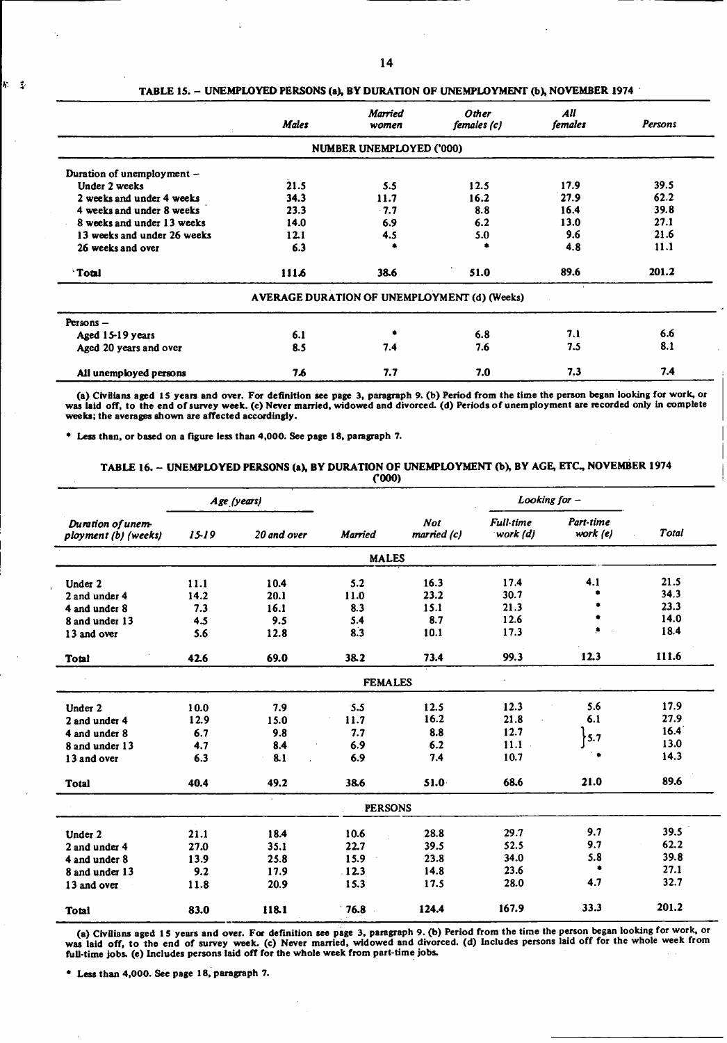## TABLE 15. – UNEMPLOYED PERSONS (a), BY DURATION OF UNEMPLOYMENT (b), NOVEMBER 1974

| | Males | Married women | Other females (c) | All females | Persons |
|---|---|---|---|---|---|
| | | NUMBER UNEMPLOYED ('000) | | | |
| Duration of unemployment – | | | | | |
| Under 2 weeks | 21.5 | 5.5 | 12.5 | 17.9 | 39.5 |
| 2 weeks and under 4 weeks | 34.3 | 11.7 | 16.2 | 27.9 | 62.2 |
| 4 weeks and under 8 weeks | 23.3 | 7.7 | 8.8 | 16.4 | 39.8 |
| 8 weeks and under 13 weeks | 14.0 | 6.9 | 6.2 | 13.0 | 27.1 |
| 13 weeks and under 26 weeks | 12.1 | 4.5 | 5.0 | 9.6 | 21.6 |
| 26 weeks and over | 6.3 | * | * | 4.8 | 11.1 |
| Total | 111.6 | 38.6 | 51.0 | 89.6 | 201.2 |
| | | AVERAGE DURATION OF UNEMPLOYMENT (d) (Weeks) | | | |
| Persons – | | | | | |
| Aged 15-19 years | 6.1 | * | 6.8 | 7.1 | 6.6 |
| Aged 20 years and over | 8.5 | 7.4 | 7.6 | 7.5 | 8.1 |
| All unemployed persons | 7.6 | 7.7 | 7.0 | 7.3 | 7.4 |

(a) Civilians aged 15 years and over. For definition see page 3, paragraph 9. (b) Period from the time the person began looking for work, or was laid off, to the end of survey week. (c) Never married, widowed and divorced. (d) Periods of unemployment are recorded only in complete weeks; the averages shown are affected accordingly.

\* Less than, or based on a figure less than 4,000. See page 18, paragraph 7.

## TABLE 16. – UNEMPLOYED PERSONS (a), BY DURATION OF UNEMPLOYMENT (b), BY AGE, ETC., NOVEMBER 1974 ('000)

| Duration of unemployment (b) (weeks) | Age (years) | | | | Looking for – | | |
|---|---|---|---|---|---|---|---|
| | 15-19 | 20 and over | Married | Not married (c) | Full-time work (d) | Part-time work (e) | Total |
| | | | MALES | | | | |
| Under 2 | 11.1 | 10.4 | 5.2 | 16.3 | 17.4 | 4.1 | 21.5 |
| 2 and under 4 | 14.2 | 20.1 | 11.0 | 23.2 | 30.7 | * | 34.3 |
| 4 and under 8 | 7.3 | 16.1 | 8.3 | 15.1 | 21.3 | * | 23.3 |
| 8 and under 13 | 4.5 | 9.5 | 5.4 | 8.7 | 12.6 | * | 14.0 |
| 13 and over | 5.6 | 12.8 | 8.3 | 10.1 | 17.3 | * | 18.4 |
| Total | 42.6 | 69.0 | 38.2 | 73.4 | 99.3 | 12.3 | 111.6 |
| | | | FEMALES | | | | |
| Under 2 | 10.0 | 7.9 | 5.5 | 12.5 | 12.3 | 5.6 | 17.9 |
| 2 and under 4 | 12.9 | 15.0 | 11.7 | 16.2 | 21.8 | 6.1 | 27.9 |
| 4 and under 8 | 6.7 | 9.8 | 7.7 | 8.8 | 12.7 | 5.7 (4 and under 13) | 16.4 |
| 8 and under 13 | 4.7 | 8.4 | 6.9 | 6.2 | 11.1 | | 13.0 |
| 13 and over | 6.3 | 8.1 | 6.9 | 7.4 | 10.7 | * | 14.3 |
| Total | 40.4 | 49.2 | 38.6 | 51.0 | 68.6 | 21.0 | 89.6 |
| | | | PERSONS | | | | |
| Under 2 | 21.1 | 18.4 | 10.6 | 28.8 | 29.7 | 9.7 | 39.5 |
| 2 and under 4 | 27.0 | 35.1 | 22.7 | 39.5 | 52.5 | 9.7 | 62.2 |
| 4 and under 8 | 13.9 | 25.8 | 15.9 | 23.8 | 34.0 | 5.8 | 39.8 |
| 8 and under 13 | 9.2 | 17.9 | 12.3 | 14.8 | 23.6 | * | 27.1 |
| 13 and over | 11.8 | 20.9 | 15.3 | 17.5 | 28.0 | 4.7 | 32.7 |
| Total | 83.0 | 118.1 | 76.8 | 124.4 | 167.9 | 33.3 | 201.2 |

(a) Civilians aged 15 years and over. For definition see page 3, paragraph 9. (b) Period from the time the person began looking for work, or was laid off, to the end of survey week. (c) Never married, widowed and divorced. (d) Includes persons laid off for the whole week from full-time jobs. (e) Includes persons laid off for the whole week from part-time jobs.

\* Less than 4,000. See page 18, paragraph 7.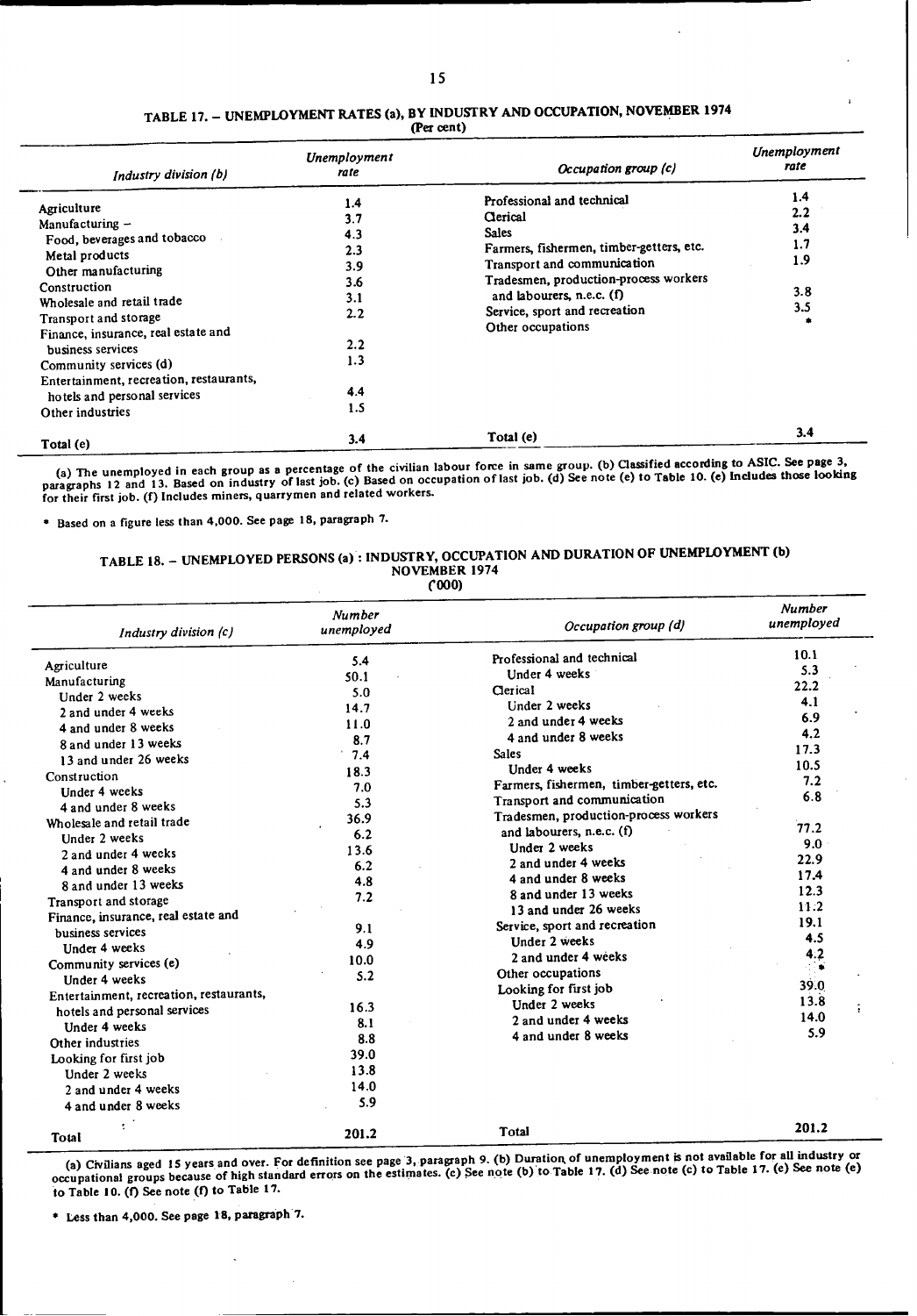## TABLE 17. – UNEMPLOYMENT RATES (a), BY INDUSTRY AND OCCUPATION, NOVEMBER 1974

(Per cent)

| *Industry division (b)* | *Unemployment rate* | *Occupation group (c)* | *Unemployment rate* |
|---|---|---|---|
| Agriculture | 1.4 | Professional and technical | 1.4 |
| Manufacturing – | 3.7 | Clerical | 2.2 |
| Food, beverages and tobacco | 4.3 | Sales | 3.4 |
| Metal products | 2.3 | Farmers, fishermen, timber-getters, etc. | 1.7 |
| Other manufacturing | 3.9 | Transport and communication | 1.9 |
| Construction | 3.6 | Tradesmen, production-process workers and labourers, n.e.c. (f) | 3.8 |
| Wholesale and retail trade | 3.1 | Service, sport and recreation | 3.5 |
| Transport and storage | 2.2 | Other occupations | * |
| Finance, insurance, real estate and business services | 2.2 | | |
| Community services (d) | 1.3 | | |
| Entertainment, recreation, restaurants, hotels and personal services | 4.4 | | |
| Other industries | 1.5 | | |
| Total (e) | 3.4 | Total (e) | 3.4 |

(a) The unemployed in each group as a percentage of the civilian labour force in same group. (b) Classified according to ASIC. See page 3, paragraphs 12 and 13. Based on industry of last job. (c) Based on occupation of last job. (d) See note (e) to Table 10. (e) Includes those looking for their first job. (f) Includes miners, quarrymen and related workers.

\* Based on a figure less than 4,000. See page 18, paragraph 7.

## TABLE 18. – UNEMPLOYED PERSONS (a) : INDUSTRY, OCCUPATION AND DURATION OF UNEMPLOYMENT (b) NOVEMBER 1974

('000)

| *Industry division (c)* | *Number unemployed* | *Occupation group (d)* | *Number unemployed* |
|---|---|---|---|
| Agriculture | 5.4 | Professional and technical | 10.1 |
| Manufacturing | 50.1 | Under 4 weeks | 5.3 |
| Under 2 weeks | 5.0 | Clerical | 22.2 |
| 2 and under 4 weeks | 14.7 | Under 2 weeks | 4.1 |
| 4 and under 8 weeks | 11.0 | 2 and under 4 weeks | 6.9 |
| 8 and under 13 weeks | 8.7 | 4 and under 8 weeks | 4.2 |
| 13 and under 26 weeks | 7.4 | Sales | 17.3 |
| Construction | 18.3 | Under 4 weeks | 10.5 |
| Under 4 weeks | 7.0 | Farmers, fishermen, timber-getters, etc. | 7.2 |
| 4 and under 8 weeks | 5.3 | Transport and communication | 6.8 |
| Wholesale and retail trade | 36.9 | Tradesmen, production-process workers and labourers, n.e.c. (f) | 77.2 |
| Under 2 weeks | 6.2 | Under 2 weeks | 9.0 |
| 2 and under 4 weeks | 13.6 | 2 and under 4 weeks | 22.9 |
| 4 and under 8 weeks | 6.2 | 4 and under 8 weeks | 17.4 |
| 8 and under 13 weeks | 4.8 | 8 and under 13 weeks | 12.3 |
| Transport and storage | 7.2 | 13 and under 26 weeks | 11.2 |
| Finance, insurance, real estate and business services | 9.1 | Service, sport and recreation | 19.1 |
| Under 4 weeks | 4.9 | Under 2 weeks | 4.5 |
| Community services (e) | 10.0 | 2 and under 4 weeks | 4.2 |
| Under 4 weeks | 5.2 | Other occupations | * |
| Entertainment, recreation, restaurants, hotels and personal services | 16.3 | Looking for first job | 39.0 |
| Under 4 weeks | 8.1 | Under 2 weeks | 13.8 |
| Other industries | 8.8 | 2 and under 4 weeks | 14.0 |
| Looking for first job | 39.0 | 4 and under 8 weeks | 5.9 |
| Under 2 weeks | 13.8 | | |
| 2 and under 4 weeks | 14.0 | | |
| 4 and under 8 weeks | 5.9 | | |
| Total | 201.2 | Total | 201.2 |

(a) Civilians aged 15 years and over. For definition see page 3, paragraph 9. (b) Duration of unemployment is not available for all industry or occupational groups because of high standard errors on the estimates. (c) See note (b) to Table 17. (d) See note (c) to Table 17. (e) See note (e) to Table 10. (f) See note (f) to Table 17.

\* Less than 4,000. See page 18, paragraph 7.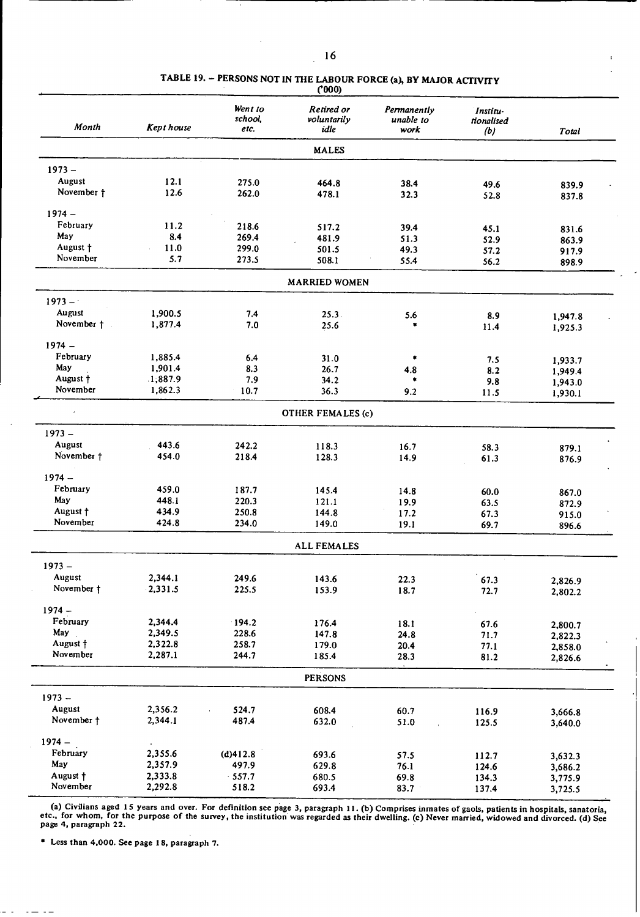## TABLE 19. – PERSONS NOT IN THE LABOUR FORCE (a), BY MAJOR ACTIVITY

('000)

| Month | Kept house | Went to school, etc. | Retired or voluntarily idle | Permanently unable to work | Institutionalised (b) | Total |
|---|---|---|---|---|---|---|
| | | | **MALES** | | | |
| 1973 – | | | | | | |
| August | 12.1 | 275.0 | 464.8 | 38.4 | 49.6 | 839.9 |
| November † | 12.6 | 262.0 | 478.1 | 32.3 | 52.8 | 837.8 |
| 1974 – | | | | | | |
| February | 11.2 | 218.6 | 517.2 | 39.4 | 45.1 | 831.6 |
| May | 8.4 | 269.4 | 481.9 | 51.3 | 52.9 | 863.9 |
| August † | 11.0 | 299.0 | 501.5 | 49.3 | 57.2 | 917.9 |
| November | 5.7 | 273.5 | 508.1 | 55.4 | 56.2 | 898.9 |
| | | | **MARRIED WOMEN** | | | |
| 1973 – | | | | | | |
| August | 1,900.5 | 7.4 | 25.3 | 5.6 | 8.9 | 1,947.8 |
| November † | 1,877.4 | 7.0 | 25.6 | * | 11.4 | 1,925.3 |
| 1974 – | | | | | | |
| February | 1,885.4 | 6.4 | 31.0 | * | 7.5 | 1,933.7 |
| May | 1,901.4 | 8.3 | 26.7 | 4.8 | 8.2 | 1,949.4 |
| August † | 1,887.9 | 7.9 | 34.2 | * | 9.8 | 1,943.0 |
| November | 1,862.3 | 10.7 | 36.3 | 9.2 | 11.5 | 1,930.1 |
| | | | **OTHER FEMALES (c)** | | | |
| 1973 – | | | | | | |
| August | 443.6 | 242.2 | 118.3 | 16.7 | 58.3 | 879.1 |
| November † | 454.0 | 218.4 | 128.3 | 14.9 | 61.3 | 876.9 |
| 1974 – | | | | | | |
| February | 459.0 | 187.7 | 145.4 | 14.8 | 60.0 | 867.0 |
| May | 448.1 | 220.3 | 121.1 | 19.9 | 63.5 | 872.9 |
| August † | 434.9 | 250.8 | 144.8 | 17.2 | 67.3 | 915.0 |
| November | 424.8 | 234.0 | 149.0 | 19.1 | 69.7 | 896.6 |
| | | | **ALL FEMALES** | | | |
| 1973 – | | | | | | |
| August | 2,344.1 | 249.6 | 143.6 | 22.3 | 67.3 | 2,826.9 |
| November † | 2,331.5 | 225.5 | 153.9 | 18.7 | 72.7 | 2,802.2 |
| 1974 – | | | | | | |
| February | 2,344.4 | 194.2 | 176.4 | 18.1 | 67.6 | 2,800.7 |
| May | 2,349.5 | 228.6 | 147.8 | 24.8 | 71.7 | 2,822.3 |
| August † | 2,322.8 | 258.7 | 179.0 | 20.4 | 77.1 | 2,858.0 |
| November | 2,287.1 | 244.7 | 185.4 | 28.3 | 81.2 | 2,826.6 |
| | | | **PERSONS** | | | |
| 1973 – | | | | | | |
| August | 2,356.2 | 524.7 | 608.4 | 60.7 | 116.9 | 3,666.8 |
| November † | 2,344.1 | 487.4 | 632.0 | 51.0 | 125.5 | 3,640.0 |
| 1974 – | | | | | | |
| February | 2,355.6 | (d)412.8 | 693.6 | 57.5 | 112.7 | 3,632.3 |
| May | 2,357.9 | 497.9 | 629.8 | 76.1 | 124.6 | 3,686.2 |
| August † | 2,333.8 | 557.7 | 680.5 | 69.8 | 134.3 | 3,775.9 |
| November | 2,292.8 | 518.2 | 693.4 | 83.7 | 137.4 | 3,725.5 |

(a) Civilians aged 15 years and over. For definition see page 3, paragraph 11. (b) Comprises inmates of gaols, patients in hospitals, sanatoria, etc., for whom, for the purpose of the survey, the institution was regarded as their dwelling. (c) Never married, widowed and divorced. (d) See page 4, paragraph 22.

* Less than 4,000. See page 18, paragraph 7.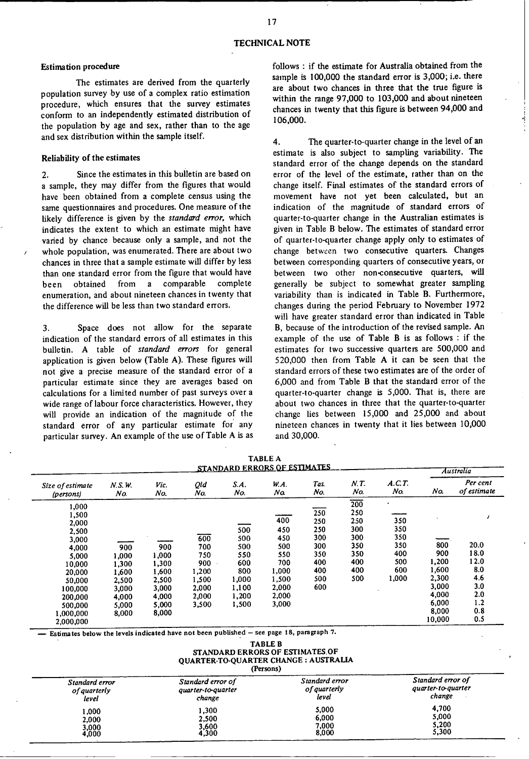## TECHNICAL NOTE

### Estimation procedure

The estimates are derived from the quarterly population survey by use of a complex ratio estimation procedure, which ensures that the survey estimates conform to an independently estimated distribution of the population by age and sex, rather than to the age and sex distribution within the sample itself.

### Reliability of the estimates

2. Since the estimates in this bulletin are based on a sample, they may differ from the figures that would have been obtained from a complete census using the same questionnaires and procedures. One measure of the likely difference is given by the *standard error*, which indicates the extent to which an estimate might have varied by chance because only a sample, and not the whole population, was enumerated. There are about two chances in three that a sample estimate will differ by less than one standard error from the figure that would have been obtained from a comparable complete enumeration, and about nineteen chances in twenty that the difference will be less than two standard errors.

3. Space does not allow for the separate indication of the standard errors of all estimates in this bulletin. A table of *standard errors* for general application is given below (Table A). These figures will not give a precise measure of the standard error of a particular estimate since they are averages based on calculations for a limited number of past surveys over a wide range of labour force characteristics. However, they will provide an indication of the magnitude of the standard error of any particular estimate for any particular survey. An example of the use of Table A is as follows : if the estimate for Australia obtained from the sample is 100,000 the standard error is 3,000; i.e. there are about two chances in three that the true figure is within the range 97,000 to 103,000 and about nineteen chances in twenty that this figure is between 94,000 and 106,000.

4. The quarter-to-quarter change in the level of an estimate is also subject to sampling variability. The standard error of the change depends on the standard error of the level of the estimate, rather than on the change itself. Final estimates of the standard errors of movement have not yet been calculated, but an indication of the magnitude of standard errors of quarter-to-quarter change in the Australian estimates is given in Table B below. The estimates of standard error of quarter-to-quarter change apply only to estimates of change between two consecutive quarters. Changes between corresponding quarters of consecutive years, or between two other non-consecutive quarters, will generally be subject to somewhat greater sampling variability than is indicated in Table B. Furthermore, changes during the period February to November 1972 will have greater standard error than indicated in Table B, because of the introduction of the revised sample. An example of the use of Table B is as follows : if the estimates for two successive quarters are 500,000 and 520,000 then from Table A it can be seen that the standard errors of these two estimates are of the order of 6,000 and from Table B that the standard error of the quarter-to-quarter change is 5,000. That is, there are about two chances in three that the quarter-to-quarter change lies between 15,000 and 25,000 and about nineteen chances in twenty that it lies between 10,000 and 30,000.

**TABLE A**
**STANDARD ERRORS OF ESTIMATES**

| Size of estimate (persons) | N.S.W. No. | Vic. No. | Qld No. | S.A. No. | W.A. No. | Tas. No. | N.T. No. | A.C.T. No. | Australia No. | Australia Per cent of estimate |
|---|---|---|---|---|---|---|---|---|---|---|
| 1,000 | | | | | | | 200 | | | |
| 1,500 | | | | | | 250 | 250 | | | |
| 2,000 | | | | | 400 | 250 | 250 | 350 | | |
| 2,500 | | | | 500 | 450 | 250 | 300 | 350 | | |
| 3,000 | | | 600 | 500 | 450 | 300 | 300 | 350 | | |
| 4,000 | 900 | 900 | 700 | 500 | 500 | 300 | 350 | 350 | 800 | 20.0 |
| 5,000 | 1,000 | 1,000 | 750 | 550 | 550 | 350 | 350 | 400 | 900 | 18.0 |
| 10,000 | 1,300 | 1,300 | 900 | 600 | 700 | 400 | 400 | 500 | 1,200 | 12.0 |
| 20,000 | 1,600 | 1,600 | 1,200 | 800 | 1,000 | 400 | 400 | 600 | 1,600 | 8.0 |
| 50,000 | 2,500 | 2,500 | 1,500 | 1,000 | 1,500 | 500 | 500 | 1,000 | 2,300 | 4.6 |
| 100,000 | 3,000 | 3,000 | 2,000 | 1,100 | 2,000 | 600 | | | 3,000 | 3.0 |
| 200,000 | 4,000 | 4,000 | 2,000 | 1,200 | 2,000 | | | | 4,000 | 2.0 |
| 500,000 | 5,000 | 5,000 | 3,500 | 1,500 | 3,000 | | | | 6,000 | 1.2 |
| 1,000,000 | 8,000 | 8,000 | | | | | | | 8,000 | 0.8 |
| 2,000,000 | | | | | | | | | 10,000 | 0.5 |

— Estimates below the levels indicated have not been published – see page 18, paragraph 7.

**TABLE B**
**STANDARD ERRORS OF ESTIMATES OF QUARTER-TO-QUARTER CHANGE : AUSTRALIA**
(Persons)

| Standard error of quarterly level | Standard error of quarter-to-quarter change | Standard error of quarterly level | Standard error of quarter-to-quarter change |
|---|---|---|---|
| 1,000 | 1,300 | 5,000 | 4,700 |
| 2,000 | 2,500 | 6,000 | 5,000 |
| 3,000 | 3,600 | 7,000 | 5,200 |
| 4,000 | 4,300 | 8,000 | 5,300 |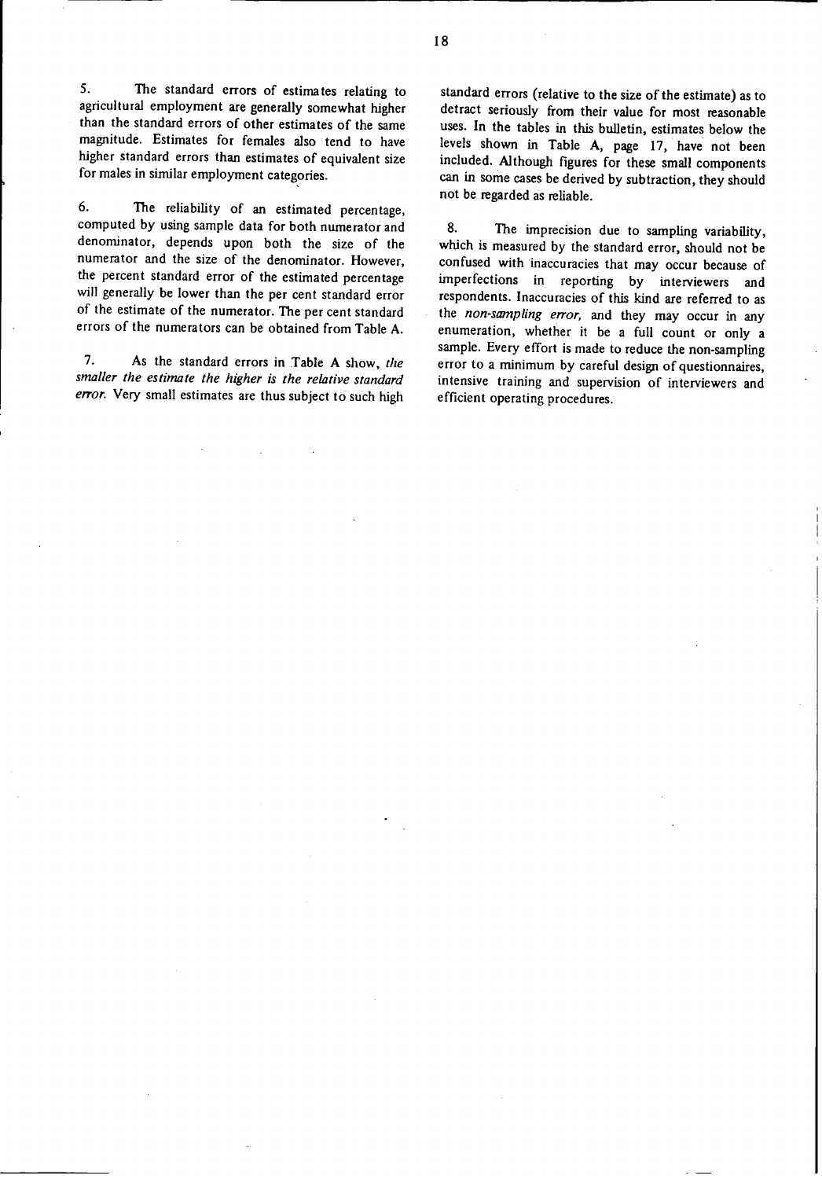5. The standard errors of estimates relating to agricultural employment are generally somewhat higher than the standard errors of other estimates of the same magnitude. Estimates for females also tend to have higher standard errors than estimates of equivalent size for males in similar employment categories.

6. The reliability of an estimated percentage, computed by using sample data for both numerator and denominator, depends upon both the size of the numerator and the size of the denominator. However, the percent standard error of the estimated percentage will generally be lower than the per cent standard error of the estimate of the numerator. The per cent standard errors of the numerators can be obtained from Table A.

7. As the standard errors in Table A show, *the smaller the estimate the higher is the relative standard error.* Very small estimates are thus subject to such high standard errors (relative to the size of the estimate) as to detract seriously from their value for most reasonable uses. In the tables in this bulletin, estimates below the levels shown in Table A, page 17, have not been included. Although figures for these small components can in some cases be derived by subtraction, they should not be regarded as reliable.

8. The imprecision due to sampling variability, which is measured by the standard error, should not be confused with inaccuracies that may occur because of imperfections in reporting by interviewers and respondents. Inaccuracies of this kind are referred to as the *non-sampling error,* and they may occur in any enumeration, whether it be a full count or only a sample. Every effort is made to reduce the non-sampling error to a minimum by careful design of questionnaires, intensive training and supervision of interviewers and efficient operating procedures.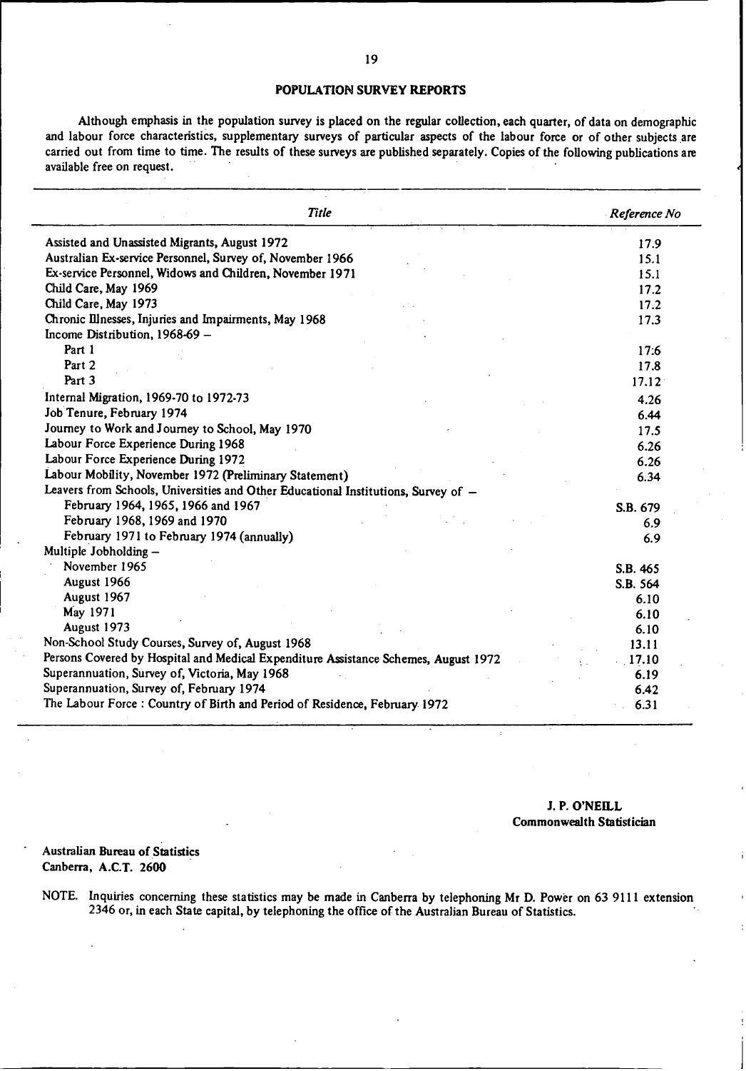# POPULATION SURVEY REPORTS

Although emphasis in the population survey is placed on the regular collection, each quarter, of data on demographic and labour force characteristics, supplementary surveys of particular aspects of the labour force or of other subjects are carried out from time to time. The results of these surveys are published separately. Copies of the following publications are available free on request.

| *Title* | *Reference No* |
|---|---|
| Assisted and Unassisted Migrants, August 1972 | 17.9 |
| Australian Ex-service Personnel, Survey of, November 1966 | 15.1 |
| Ex-service Personnel, Widows and Children, November 1971 | 15.1 |
| Child Care, May 1969 | 17.2 |
| Child Care, May 1973 | 17.2 |
| Chronic Illnesses, Injuries and Impairments, May 1968 | 17.3 |
| Income Distribution, 1968-69 – | |
| Part 1 | 17.6 |
| Part 2 | 17.8 |
| Part 3 | 17.12 |
| Internal Migration, 1969-70 to 1972-73 | 4.26 |
| Job Tenure, February 1974 | 6.44 |
| Journey to Work and Journey to School, May 1970 | 17.5 |
| Labour Force Experience During 1968 | 6.26 |
| Labour Force Experience During 1972 | 6.26 |
| Labour Mobility, November 1972 (Preliminary Statement) | 6.34 |
| Leavers from Schools, Universities and Other Educational Institutions, Survey of – | |
| February 1964, 1965, 1966 and 1967 | S.B. 679 |
| February 1968, 1969 and 1970 | 6.9 |
| February 1971 to February 1974 (annually) | 6.9 |
| Multiple Jobholding – | |
| November 1965 | S.B. 465 |
| August 1966 | S.B. 564 |
| August 1967 | 6.10 |
| May 1971 | 6.10 |
| August 1973 | 6.10 |
| Non-School Study Courses, Survey of, August 1968 | 13.11 |
| Persons Covered by Hospital and Medical Expenditure Assistance Schemes, August 1972 | 17.10 |
| Superannuation, Survey of, Victoria, May 1968 | 6.19 |
| Superannuation, Survey of, February 1974 | 6.42 |
| The Labour Force : Country of Birth and Period of Residence, February 1972 | 6.31 |

**J. P. O'NEILL**
**Commonwealth Statistician**

**Australian Bureau of Statistics**
**Canberra, A.C.T. 2600**

NOTE. Inquiries concerning these statistics may be made in Canberra by telephoning Mr D. Power on 63 9111 extension 2346 or, in each State capital, by telephoning the office of the Australian Bureau of Statistics.